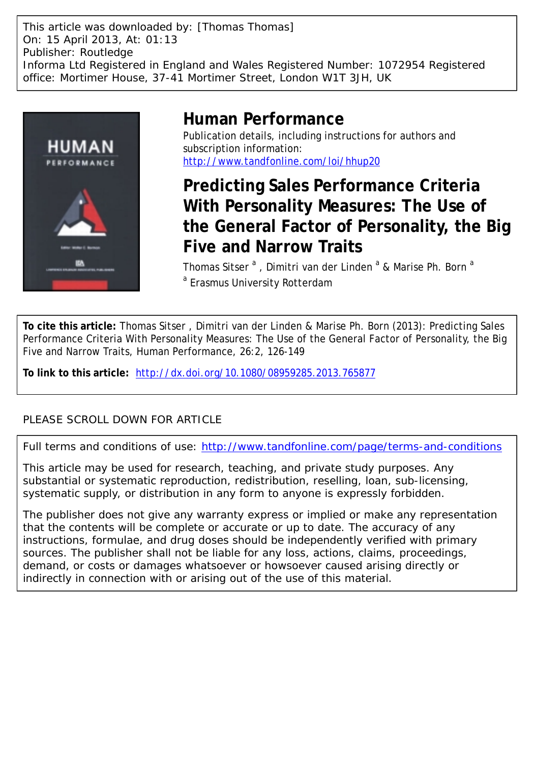This article was downloaded by: [Thomas Thomas]
On: 15 April 2013, At: 01:13
Publisher: Routledge
Informa Ltd Registered in England and Wales Registered Number: 1072954 Registered office: Mortimer House, 37-41 Mortimer Street, London W1T 3JH, UK

# Human Performance

Publication details, including instructions for authors and subscription information:
http://www.tandfonline.com/loi/hhup20

# Predicting Sales Performance Criteria With Personality Measures: The Use of the General Factor of Personality, the Big Five and Narrow Traits

Thomas Sitser [a] , Dimitri van der Linden [a] & Marise Ph. Born [a]

[a] Erasmus University Rotterdam

**To cite this article:** Thomas Sitser , Dimitri van der Linden & Marise Ph. Born (2013): Predicting Sales Performance Criteria With Personality Measures: The Use of the General Factor of Personality, the Big Five and Narrow Traits, Human Performance, 26:2, 126-149

**To link to this article:** http://dx.doi.org/10.1080/08959285.2013.765877

PLEASE SCROLL DOWN FOR ARTICLE

Full terms and conditions of use: http://www.tandfonline.com/page/terms-and-conditions

This article may be used for research, teaching, and private study purposes. Any substantial or systematic reproduction, redistribution, reselling, loan, sub-licensing, systematic supply, or distribution in any form to anyone is expressly forbidden.

The publisher does not give any warranty express or implied or make any representation that the contents will be complete or accurate or up to date. The accuracy of any instructions, formulae, and drug doses should be independently verified with primary sources. The publisher shall not be liable for any loss, actions, claims, proceedings, demand, or costs or damages whatsoever or howsoever caused arising directly or indirectly in connection with or arising out of the use of this material.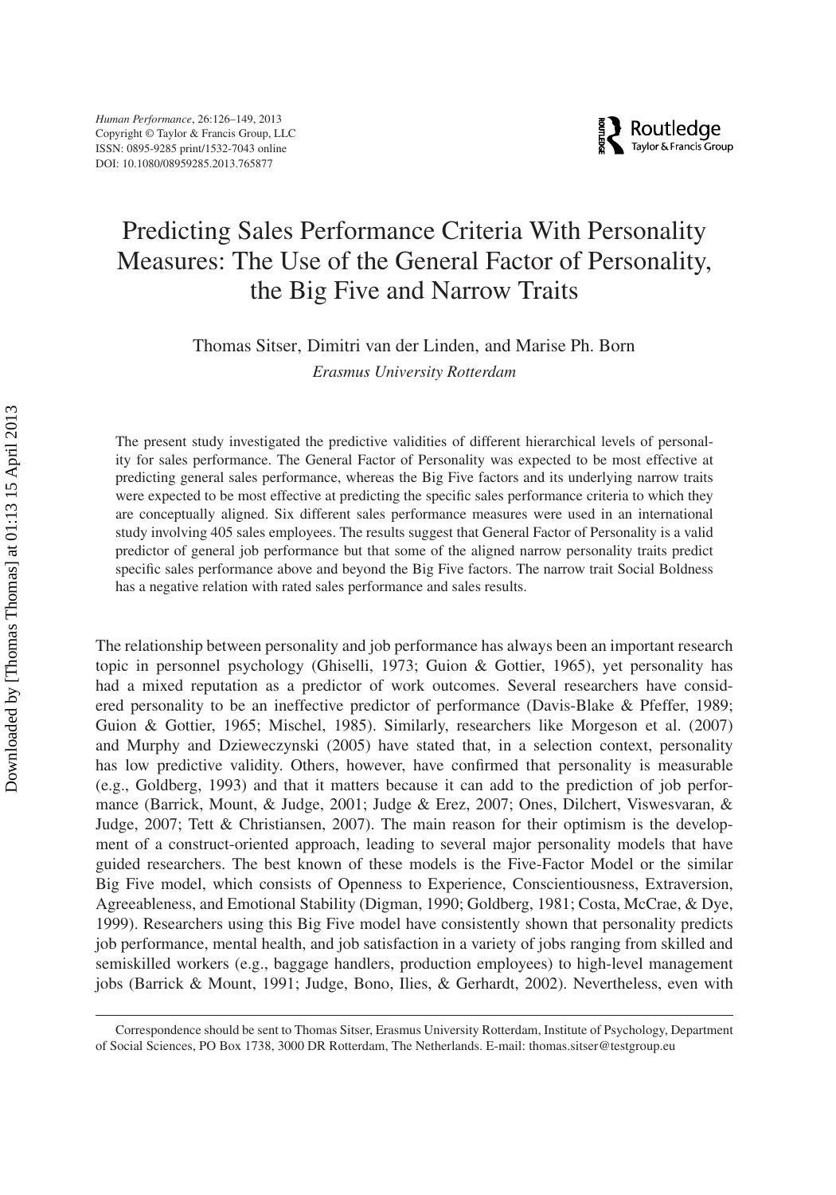# Predicting Sales Performance Criteria With Personality Measures: The Use of the General Factor of Personality, the Big Five and Narrow Traits

Thomas Sitser, Dimitri van der Linden, and Marise Ph. Born

*Erasmus University Rotterdam*

The present study investigated the predictive validities of different hierarchical levels of personality for sales performance. The General Factor of Personality was expected to be most effective at predicting general sales performance, whereas the Big Five factors and its underlying narrow traits were expected to be most effective at predicting the specific sales performance criteria to which they are conceptually aligned. Six different sales performance measures were used in an international study involving 405 sales employees. The results suggest that General Factor of Personality is a valid predictor of general job performance but that some of the aligned narrow personality traits predict specific sales performance above and beyond the Big Five factors. The narrow trait Social Boldness has a negative relation with rated sales performance and sales results.

The relationship between personality and job performance has always been an important research topic in personnel psychology (Ghiselli, 1973; Guion & Gottier, 1965), yet personality has had a mixed reputation as a predictor of work outcomes. Several researchers have considered personality to be an ineffective predictor of performance (Davis-Blake & Pfeffer, 1989; Guion & Gottier, 1965; Mischel, 1985). Similarly, researchers like Morgeson et al. (2007) and Murphy and Dzieweczynski (2005) have stated that, in a selection context, personality has low predictive validity. Others, however, have confirmed that personality is measurable (e.g., Goldberg, 1993) and that it matters because it can add to the prediction of job performance (Barrick, Mount, & Judge, 2001; Judge & Erez, 2007; Ones, Dilchert, Viswesvaran, & Judge, 2007; Tett & Christiansen, 2007). The main reason for their optimism is the development of a construct-oriented approach, leading to several major personality models that have guided researchers. The best known of these models is the Five-Factor Model or the similar Big Five model, which consists of Openness to Experience, Conscientiousness, Extraversion, Agreeableness, and Emotional Stability (Digman, 1990; Goldberg, 1981; Costa, McCrae, & Dye, 1999). Researchers using this Big Five model have consistently shown that personality predicts job performance, mental health, and job satisfaction in a variety of jobs ranging from skilled and semiskilled workers (e.g., baggage handlers, production employees) to high-level management jobs (Barrick & Mount, 1991; Judge, Bono, Ilies, & Gerhardt, 2002). Nevertheless, even with

Correspondence should be sent to Thomas Sitser, Erasmus University Rotterdam, Institute of Psychology, Department of Social Sciences, PO Box 1738, 3000 DR Rotterdam, The Netherlands. E-mail: thomas.sitser@testgroup.eu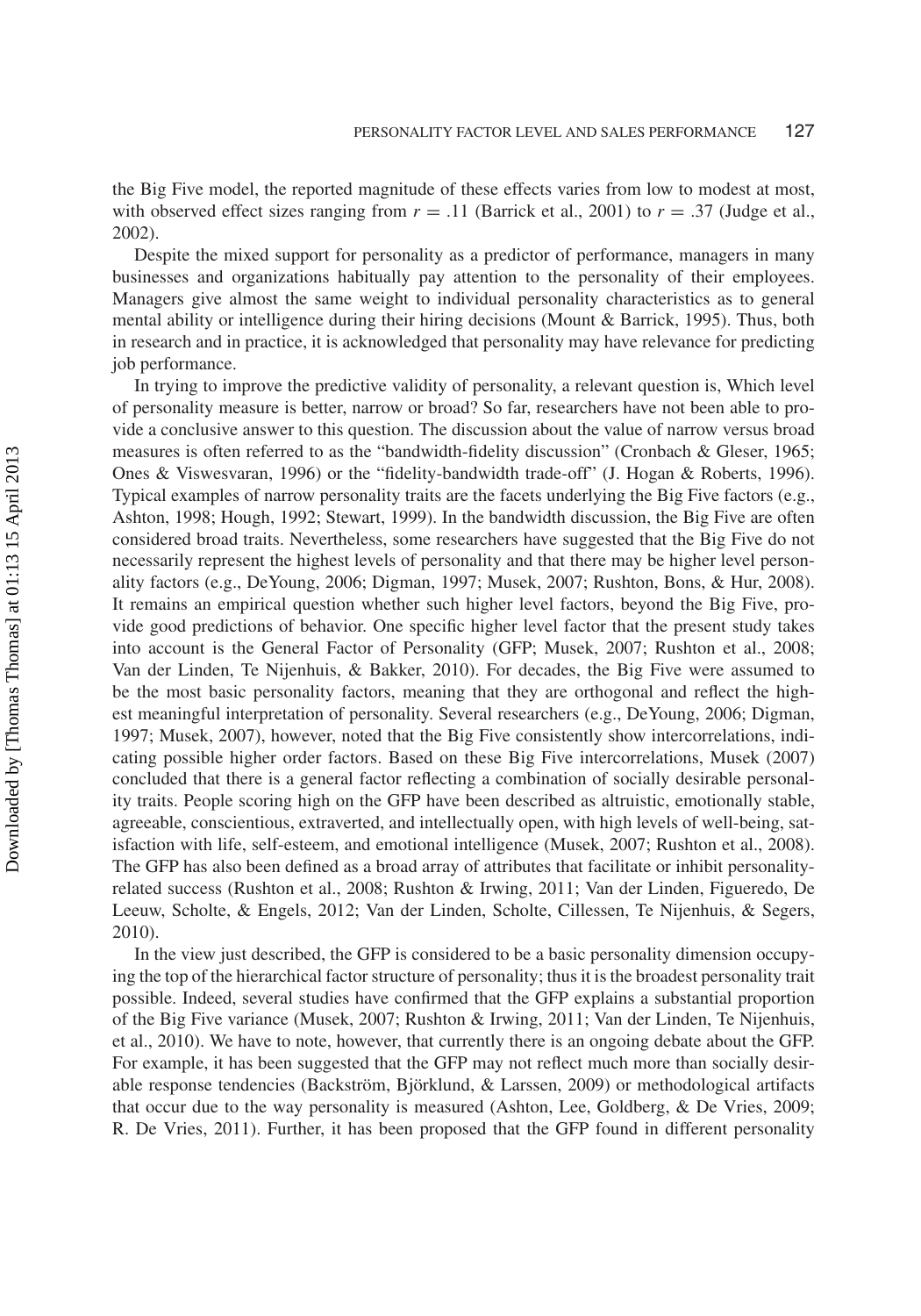the Big Five model, the reported magnitude of these effects varies from low to modest at most, with observed effect sizes ranging from $r = .11$ (Barrick et al., 2001) to $r = .37$ (Judge et al., 2002).

Despite the mixed support for personality as a predictor of performance, managers in many businesses and organizations habitually pay attention to the personality of their employees. Managers give almost the same weight to individual personality characteristics as to general mental ability or intelligence during their hiring decisions (Mount & Barrick, 1995). Thus, both in research and in practice, it is acknowledged that personality may have relevance for predicting job performance.

In trying to improve the predictive validity of personality, a relevant question is, Which level of personality measure is better, narrow or broad? So far, researchers have not been able to provide a conclusive answer to this question. The discussion about the value of narrow versus broad measures is often referred to as the "bandwidth-fidelity discussion" (Cronbach & Gleser, 1965; Ones & Viswesvaran, 1996) or the "fidelity-bandwidth trade-off" (J. Hogan & Roberts, 1996). Typical examples of narrow personality traits are the facets underlying the Big Five factors (e.g., Ashton, 1998; Hough, 1992; Stewart, 1999). In the bandwidth discussion, the Big Five are often considered broad traits. Nevertheless, some researchers have suggested that the Big Five do not necessarily represent the highest levels of personality and that there may be higher level personality factors (e.g., DeYoung, 2006; Digman, 1997; Musek, 2007; Rushton, Bons, & Hur, 2008). It remains an empirical question whether such higher level factors, beyond the Big Five, provide good predictions of behavior. One specific higher level factor that the present study takes into account is the General Factor of Personality (GFP; Musek, 2007; Rushton et al., 2008; Van der Linden, Te Nijenhuis, & Bakker, 2010). For decades, the Big Five were assumed to be the most basic personality factors, meaning that they are orthogonal and reflect the highest meaningful interpretation of personality. Several researchers (e.g., DeYoung, 2006; Digman, 1997; Musek, 2007), however, noted that the Big Five consistently show intercorrelations, indicating possible higher order factors. Based on these Big Five intercorrelations, Musek (2007) concluded that there is a general factor reflecting a combination of socially desirable personality traits. People scoring high on the GFP have been described as altruistic, emotionally stable, agreeable, conscientious, extraverted, and intellectually open, with high levels of well-being, satisfaction with life, self-esteem, and emotional intelligence (Musek, 2007; Rushton et al., 2008). The GFP has also been defined as a broad array of attributes that facilitate or inhibit personality-related success (Rushton et al., 2008; Rushton & Irwing, 2011; Van der Linden, Figueredo, De Leeuw, Scholte, & Engels, 2012; Van der Linden, Scholte, Cillessen, Te Nijenhuis, & Segers, 2010).

In the view just described, the GFP is considered to be a basic personality dimension occupying the top of the hierarchical factor structure of personality; thus it is the broadest personality trait possible. Indeed, several studies have confirmed that the GFP explains a substantial proportion of the Big Five variance (Musek, 2007; Rushton & Irwing, 2011; Van der Linden, Te Nijenhuis, et al., 2010). We have to note, however, that currently there is an ongoing debate about the GFP. For example, it has been suggested that the GFP may not reflect much more than socially desirable response tendencies (Backström, Björklund, & Larssen, 2009) or methodological artifacts that occur due to the way personality is measured (Ashton, Lee, Goldberg, & De Vries, 2009; R. De Vries, 2011). Further, it has been proposed that the GFP found in different personality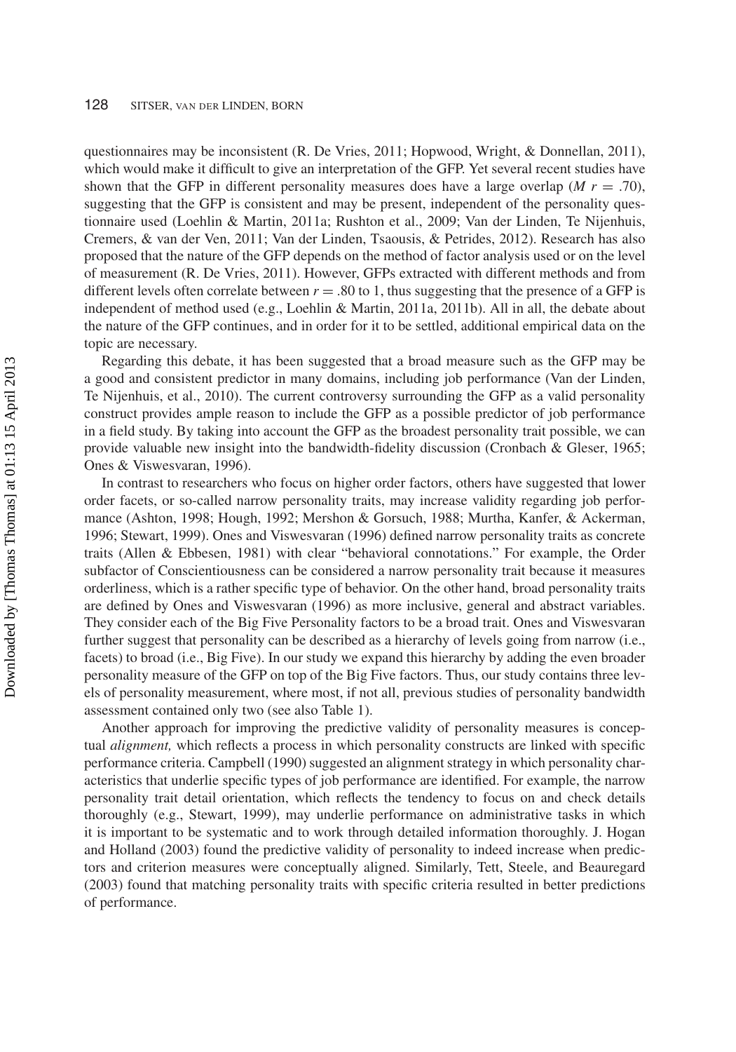questionnaires may be inconsistent (R. De Vries, 2011; Hopwood, Wright, & Donnellan, 2011), which would make it difficult to give an interpretation of the GFP. Yet several recent studies have shown that the GFP in different personality measures does have a large overlap ($M\ r = .70$), suggesting that the GFP is consistent and may be present, independent of the personality questionnaire used (Loehlin & Martin, 2011a; Rushton et al., 2009; Van der Linden, Te Nijenhuis, Cremers, & van der Ven, 2011; Van der Linden, Tsaousis, & Petrides, 2012). Research has also proposed that the nature of the GFP depends on the method of factor analysis used or on the level of measurement (R. De Vries, 2011). However, GFPs extracted with different methods and from different levels often correlate between $r = .80$ to 1, thus suggesting that the presence of a GFP is independent of method used (e.g., Loehlin & Martin, 2011a, 2011b). All in all, the debate about the nature of the GFP continues, and in order for it to be settled, additional empirical data on the topic are necessary.

Regarding this debate, it has been suggested that a broad measure such as the GFP may be a good and consistent predictor in many domains, including job performance (Van der Linden, Te Nijenhuis, et al., 2010). The current controversy surrounding the GFP as a valid personality construct provides ample reason to include the GFP as a possible predictor of job performance in a field study. By taking into account the GFP as the broadest personality trait possible, we can provide valuable new insight into the bandwidth-fidelity discussion (Cronbach & Gleser, 1965; Ones & Viswesvaran, 1996).

In contrast to researchers who focus on higher order factors, others have suggested that lower order facets, or so-called narrow personality traits, may increase validity regarding job performance (Ashton, 1998; Hough, 1992; Mershon & Gorsuch, 1988; Murtha, Kanfer, & Ackerman, 1996; Stewart, 1999). Ones and Viswesvaran (1996) defined narrow personality traits as concrete traits (Allen & Ebbesen, 1981) with clear "behavioral connotations." For example, the Order subfactor of Conscientiousness can be considered a narrow personality trait because it measures orderliness, which is a rather specific type of behavior. On the other hand, broad personality traits are defined by Ones and Viswesvaran (1996) as more inclusive, general and abstract variables. They consider each of the Big Five Personality factors to be a broad trait. Ones and Viswesvaran further suggest that personality can be described as a hierarchy of levels going from narrow (i.e., facets) to broad (i.e., Big Five). In our study we expand this hierarchy by adding the even broader personality measure of the GFP on top of the Big Five factors. Thus, our study contains three levels of personality measurement, where most, if not all, previous studies of personality bandwidth assessment contained only two (see also Table 1).

Another approach for improving the predictive validity of personality measures is conceptual *alignment,* which reflects a process in which personality constructs are linked with specific performance criteria. Campbell (1990) suggested an alignment strategy in which personality characteristics that underlie specific types of job performance are identified. For example, the narrow personality trait detail orientation, which reflects the tendency to focus on and check details thoroughly (e.g., Stewart, 1999), may underlie performance on administrative tasks in which it is important to be systematic and to work through detailed information thoroughly. J. Hogan and Holland (2003) found the predictive validity of personality to indeed increase when predictors and criterion measures were conceptually aligned. Similarly, Tett, Steele, and Beauregard (2003) found that matching personality traits with specific criteria resulted in better predictions of performance.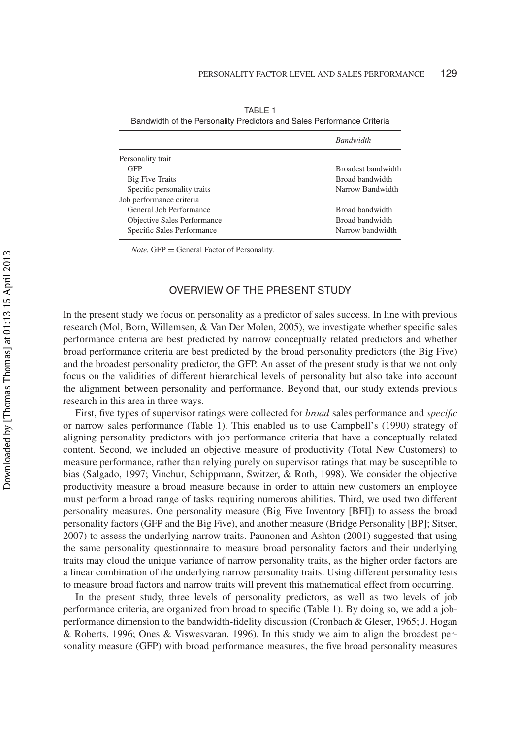TABLE 1
Bandwidth of the Personality Predictors and Sales Performance Criteria

| | *Bandwidth* |
|---|---|
| Personality trait | |
| GFP | Broadest bandwidth |
| Big Five Traits | Broad bandwidth |
| Specific personality traits | Narrow Bandwidth |
| Job performance criteria | |
| General Job Performance | Broad bandwidth |
| Objective Sales Performance | Broad bandwidth |
| Specific Sales Performance | Narrow bandwidth |

*Note.* GFP = General Factor of Personality.

## OVERVIEW OF THE PRESENT STUDY

In the present study we focus on personality as a predictor of sales success. In line with previous research (Mol, Born, Willemsen, & Van Der Molen, 2005), we investigate whether specific sales performance criteria are best predicted by narrow conceptually related predictors and whether broad performance criteria are best predicted by the broad personality predictors (the Big Five) and the broadest personality predictor, the GFP. An asset of the present study is that we not only focus on the validities of different hierarchical levels of personality but also take into account the alignment between personality and performance. Beyond that, our study extends previous research in this area in three ways.

First, five types of supervisor ratings were collected for *broad* sales performance and *specific* or narrow sales performance (Table 1). This enabled us to use Campbell's (1990) strategy of aligning personality predictors with job performance criteria that have a conceptually related content. Second, we included an objective measure of productivity (Total New Customers) to measure performance, rather than relying purely on supervisor ratings that may be susceptible to bias (Salgado, 1997; Vinchur, Schippmann, Switzer, & Roth, 1998). We consider the objective productivity measure a broad measure because in order to attain new customers an employee must perform a broad range of tasks requiring numerous abilities. Third, we used two different personality measures. One personality measure (Big Five Inventory [BFI]) to assess the broad personality factors (GFP and the Big Five), and another measure (Bridge Personality [BP]; Sitser, 2007) to assess the underlying narrow traits. Paunonen and Ashton (2001) suggested that using the same personality questionnaire to measure broad personality factors and their underlying traits may cloud the unique variance of narrow personality traits, as the higher order factors are a linear combination of the underlying narrow personality traits. Using different personality tests to measure broad factors and narrow traits will prevent this mathematical effect from occurring.

In the present study, three levels of personality predictors, as well as two levels of job performance criteria, are organized from broad to specific (Table 1). By doing so, we add a job-performance dimension to the bandwidth-fidelity discussion (Cronbach & Gleser, 1965; J. Hogan & Roberts, 1996; Ones & Viswesvaran, 1996). In this study we aim to align the broadest personality measure (GFP) with broad performance measures, the five broad personality measures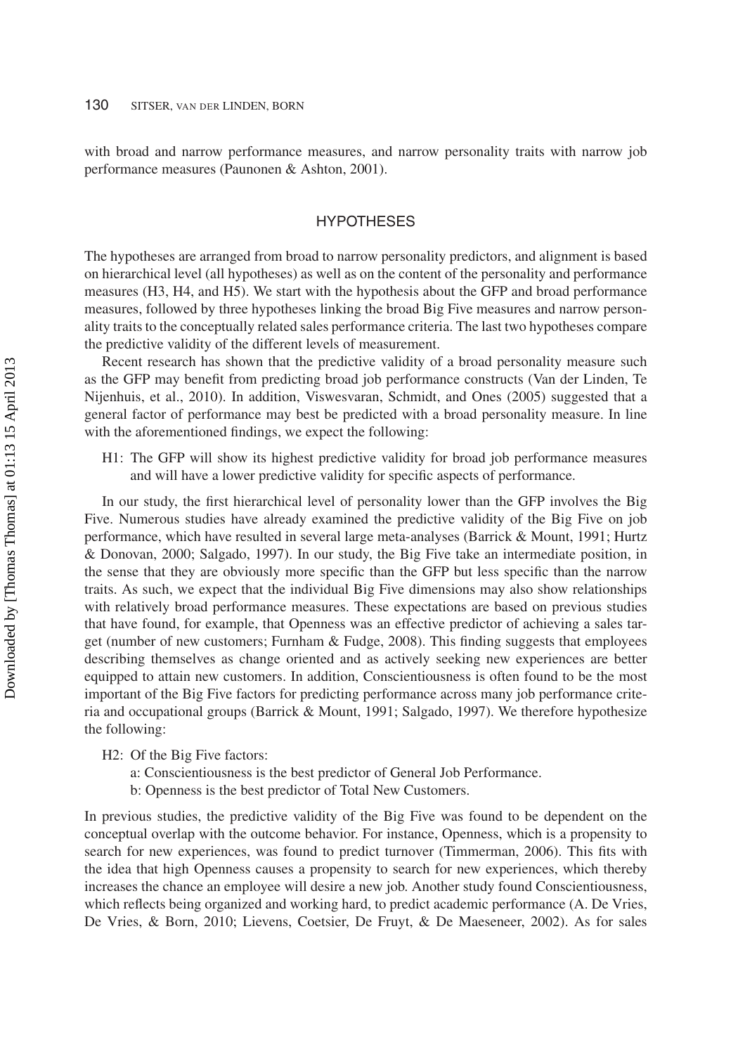with broad and narrow performance measures, and narrow personality traits with narrow job performance measures (Paunonen & Ashton, 2001).

## HYPOTHESES

The hypotheses are arranged from broad to narrow personality predictors, and alignment is based on hierarchical level (all hypotheses) as well as on the content of the personality and performance measures (H3, H4, and H5). We start with the hypothesis about the GFP and broad performance measures, followed by three hypotheses linking the broad Big Five measures and narrow personality traits to the conceptually related sales performance criteria. The last two hypotheses compare the predictive validity of the different levels of measurement.

Recent research has shown that the predictive validity of a broad personality measure such as the GFP may benefit from predicting broad job performance constructs (Van der Linden, Te Nijenhuis, et al., 2010). In addition, Viswesvaran, Schmidt, and Ones (2005) suggested that a general factor of performance may best be predicted with a broad personality measure. In line with the aforementioned findings, we expect the following:

H1: The GFP will show its highest predictive validity for broad job performance measures and will have a lower predictive validity for specific aspects of performance.

In our study, the first hierarchical level of personality lower than the GFP involves the Big Five. Numerous studies have already examined the predictive validity of the Big Five on job performance, which have resulted in several large meta-analyses (Barrick & Mount, 1991; Hurtz & Donovan, 2000; Salgado, 1997). In our study, the Big Five take an intermediate position, in the sense that they are obviously more specific than the GFP but less specific than the narrow traits. As such, we expect that the individual Big Five dimensions may also show relationships with relatively broad performance measures. These expectations are based on previous studies that have found, for example, that Openness was an effective predictor of achieving a sales target (number of new customers; Furnham & Fudge, 2008). This finding suggests that employees describing themselves as change oriented and as actively seeking new experiences are better equipped to attain new customers. In addition, Conscientiousness is often found to be the most important of the Big Five factors for predicting performance across many job performance criteria and occupational groups (Barrick & Mount, 1991; Salgado, 1997). We therefore hypothesize the following:

H2: Of the Big Five factors:
- a: Conscientiousness is the best predictor of General Job Performance.
- b: Openness is the best predictor of Total New Customers.

In previous studies, the predictive validity of the Big Five was found to be dependent on the conceptual overlap with the outcome behavior. For instance, Openness, which is a propensity to search for new experiences, was found to predict turnover (Timmerman, 2006). This fits with the idea that high Openness causes a propensity to search for new experiences, which thereby increases the chance an employee will desire a new job. Another study found Conscientiousness, which reflects being organized and working hard, to predict academic performance (A. De Vries, De Vries, & Born, 2010; Lievens, Coetsier, De Fruyt, & De Maeseneer, 2002). As for sales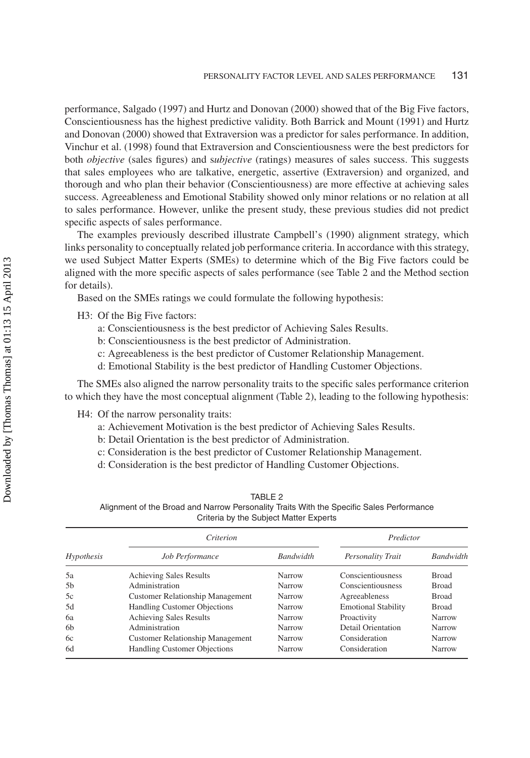performance, Salgado (1997) and Hurtz and Donovan (2000) showed that of the Big Five factors, Conscientiousness has the highest predictive validity. Both Barrick and Mount (1991) and Hurtz and Donovan (2000) showed that Extraversion was a predictor for sales performance. In addition, Vinchur et al. (1998) found that Extraversion and Conscientiousness were the best predictors for both *objective* (sales figures) and s*ubjective* (ratings) measures of sales success. This suggests that sales employees who are talkative, energetic, assertive (Extraversion) and organized, and thorough and who plan their behavior (Conscientiousness) are more effective at achieving sales success. Agreeableness and Emotional Stability showed only minor relations or no relation at all to sales performance. However, unlike the present study, these previous studies did not predict specific aspects of sales performance.

The examples previously described illustrate Campbell's (1990) alignment strategy, which links personality to conceptually related job performance criteria. In accordance with this strategy, we used Subject Matter Experts (SMEs) to determine which of the Big Five factors could be aligned with the more specific aspects of sales performance (see Table 2 and the Method section for details).

Based on the SMEs ratings we could formulate the following hypothesis:

H3: Of the Big Five factors:

- a: Conscientiousness is the best predictor of Achieving Sales Results.
- b: Conscientiousness is the best predictor of Administration.
- c: Agreeableness is the best predictor of Customer Relationship Management.
- d: Emotional Stability is the best predictor of Handling Customer Objections.

The SMEs also aligned the narrow personality traits to the specific sales performance criterion to which they have the most conceptual alignment (Table 2), leading to the following hypothesis:

H4: Of the narrow personality traits:

- a: Achievement Motivation is the best predictor of Achieving Sales Results.
- b: Detail Orientation is the best predictor of Administration.
- c: Consideration is the best predictor of Customer Relationship Management.
- d: Consideration is the best predictor of Handling Customer Objections.

TABLE 2
Alignment of the Broad and Narrow Personality Traits With the Specific Sales Performance Criteria by the Subject Matter Experts

| | *Criterion* | | *Predictor* | |
|---|---|---|---|---|
| *Hypothesis* | *Job Performance* | *Bandwidth* | *Personality Trait* | *Bandwidth* |
| 5a | Achieving Sales Results | Narrow | Conscientiousness | Broad |
| 5b | Administration | Narrow | Conscientiousness | Broad |
| 5c | Customer Relationship Management | Narrow | Agreeableness | Broad |
| 5d | Handling Customer Objections | Narrow | Emotional Stability | Broad |
| 6a | Achieving Sales Results | Narrow | Proactivity | Narrow |
| 6b | Administration | Narrow | Detail Orientation | Narrow |
| 6c | Customer Relationship Management | Narrow | Consideration | Narrow |
| 6d | Handling Customer Objections | Narrow | Consideration | Narrow |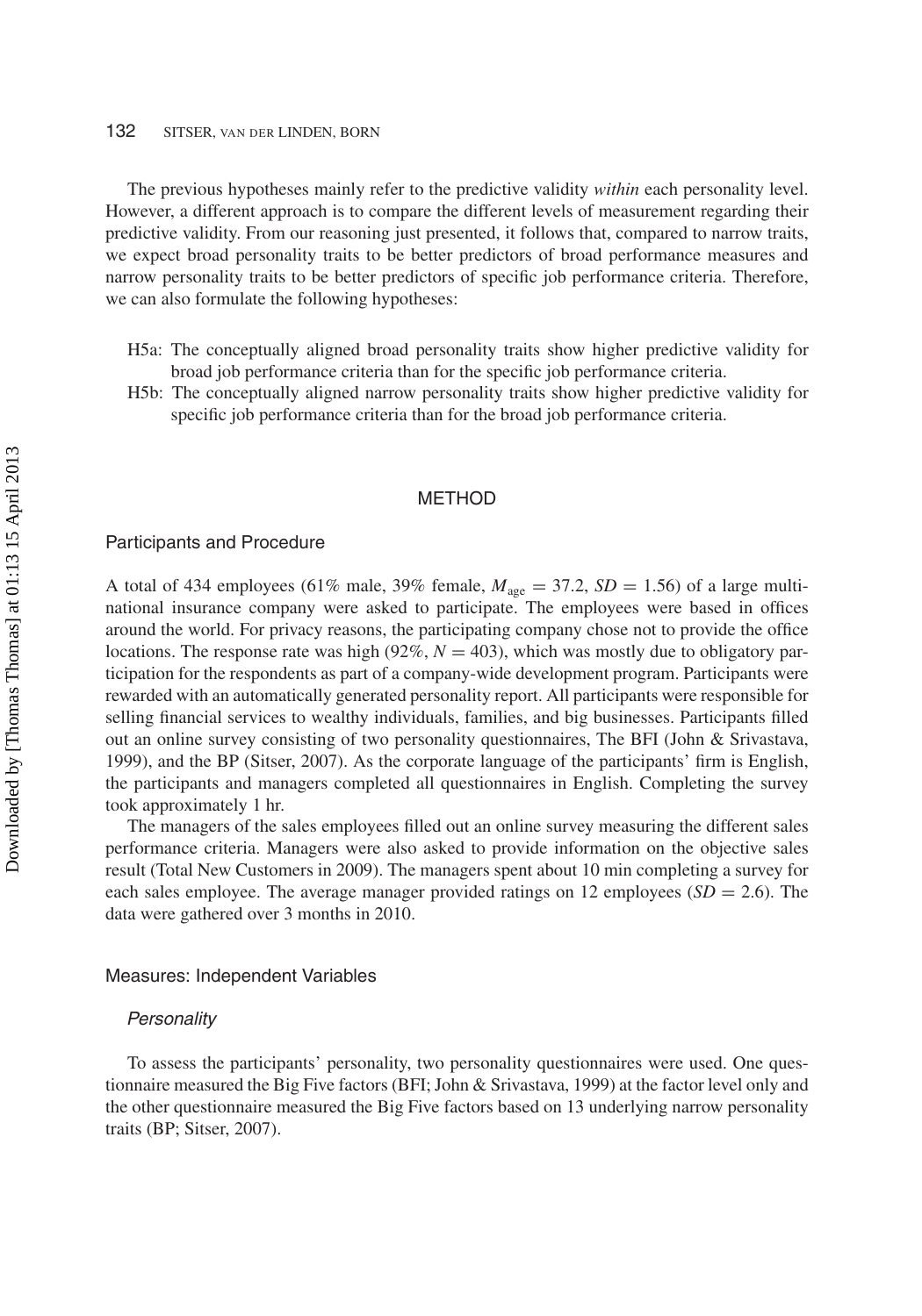The previous hypotheses mainly refer to the predictive validity *within* each personality level. However, a different approach is to compare the different levels of measurement regarding their predictive validity. From our reasoning just presented, it follows that, compared to narrow traits, we expect broad personality traits to be better predictors of broad performance measures and narrow personality traits to be better predictors of specific job performance criteria. Therefore, we can also formulate the following hypotheses:

- H5a: The conceptually aligned broad personality traits show higher predictive validity for broad job performance criteria than for the specific job performance criteria.
- H5b: The conceptually aligned narrow personality traits show higher predictive validity for specific job performance criteria than for the broad job performance criteria.

## METHOD

### Participants and Procedure

A total of 434 employees (61% male, 39% female, $M_{age} = 37.2$, $SD = 1.56$) of a large multinational insurance company were asked to participate. The employees were based in offices around the world. For privacy reasons, the participating company chose not to provide the office locations. The response rate was high (92%, $N = 403$), which was mostly due to obligatory participation for the respondents as part of a company-wide development program. Participants were rewarded with an automatically generated personality report. All participants were responsible for selling financial services to wealthy individuals, families, and big businesses. Participants filled out an online survey consisting of two personality questionnaires, The BFI (John & Srivastava, 1999), and the BP (Sitser, 2007). As the corporate language of the participants' firm is English, the participants and managers completed all questionnaires in English. Completing the survey took approximately 1 hr.

The managers of the sales employees filled out an online survey measuring the different sales performance criteria. Managers were also asked to provide information on the objective sales result (Total New Customers in 2009). The managers spent about 10 min completing a survey for each sales employee. The average manager provided ratings on 12 employees ($SD = 2.6$). The data were gathered over 3 months in 2010.

### Measures: Independent Variables

#### *Personality*

To assess the participants' personality, two personality questionnaires were used. One questionnaire measured the Big Five factors (BFI; John & Srivastava, 1999) at the factor level only and the other questionnaire measured the Big Five factors based on 13 underlying narrow personality traits (BP; Sitser, 2007).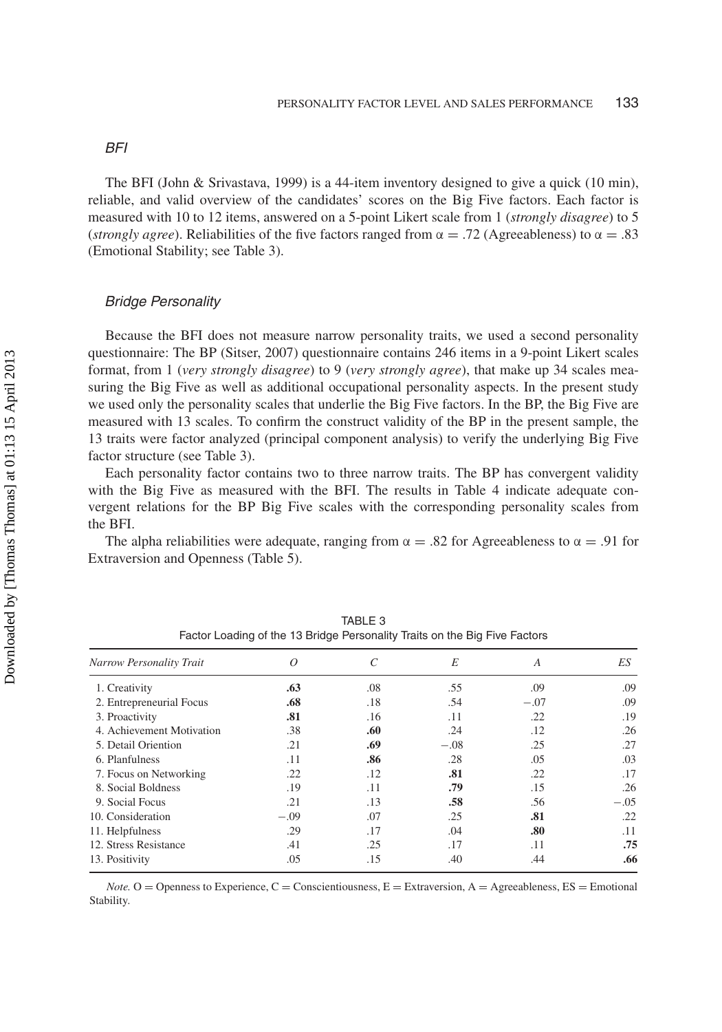### *BFI*

The BFI (John & Srivastava, 1999) is a 44-item inventory designed to give a quick (10 min), reliable, and valid overview of the candidates' scores on the Big Five factors. Each factor is measured with 10 to 12 items, answered on a 5-point Likert scale from 1 (*strongly disagree*) to 5 (*strongly agree*). Reliabilities of the five factors ranged from α = .72 (Agreeableness) to α = .83 (Emotional Stability; see Table 3).

### *Bridge Personality*

Because the BFI does not measure narrow personality traits, we used a second personality questionnaire: The BP (Sitser, 2007) questionnaire contains 246 items in a 9-point Likert scales format, from 1 (*very strongly disagree*) to 9 (*very strongly agree*), that make up 34 scales measuring the Big Five as well as additional occupational personality aspects. In the present study we used only the personality scales that underlie the Big Five factors. In the BP, the Big Five are measured with 13 scales. To confirm the construct validity of the BP in the present sample, the 13 traits were factor analyzed (principal component analysis) to verify the underlying Big Five factor structure (see Table 3).

Each personality factor contains two to three narrow traits. The BP has convergent validity with the Big Five as measured with the BFI. The results in Table 4 indicate adequate convergent relations for the BP Big Five scales with the corresponding personality scales from the BFI.

The alpha reliabilities were adequate, ranging from α = .82 for Agreeableness to α = .91 for Extraversion and Openness (Table 5).

TABLE 3
Factor Loading of the 13 Bridge Personality Traits on the Big Five Factors

| *Narrow Personality Trait* | *O* | *C* | *E* | *A* | *ES* |
|---|---|---|---|---|---|
| 1. Creativity | **.63** | .08 | .55 | .09 | .09 |
| 2. Entrepreneurial Focus | **.68** | .18 | .54 | −.07 | .09 |
| 3. Proactivity | **.81** | .16 | .11 | .22 | .19 |
| 4. Achievement Motivation | .38 | **.60** | .24 | .12 | .26 |
| 5. Detail Oriention | .21 | **.69** | −.08 | .25 | .27 |
| 6. Planfulness | .11 | **.86** | .28 | .05 | .03 |
| 7. Focus on Networking | .22 | .12 | **.81** | .22 | .17 |
| 8. Social Boldness | .19 | .11 | **.79** | .15 | .26 |
| 9. Social Focus | .21 | .13 | **.58** | .56 | −.05 |
| 10. Consideration | −.09 | .07 | .25 | **.81** | .22 |
| 11. Helpfulness | .29 | .17 | .04 | **.80** | .11 |
| 12. Stress Resistance | .41 | .25 | .17 | .11 | **.75** |
| 13. Positivity | .05 | .15 | .40 | .44 | **.66** |

*Note.* O = Openness to Experience, C = Conscientiousness, E = Extraversion, A = Agreeableness, ES = Emotional Stability.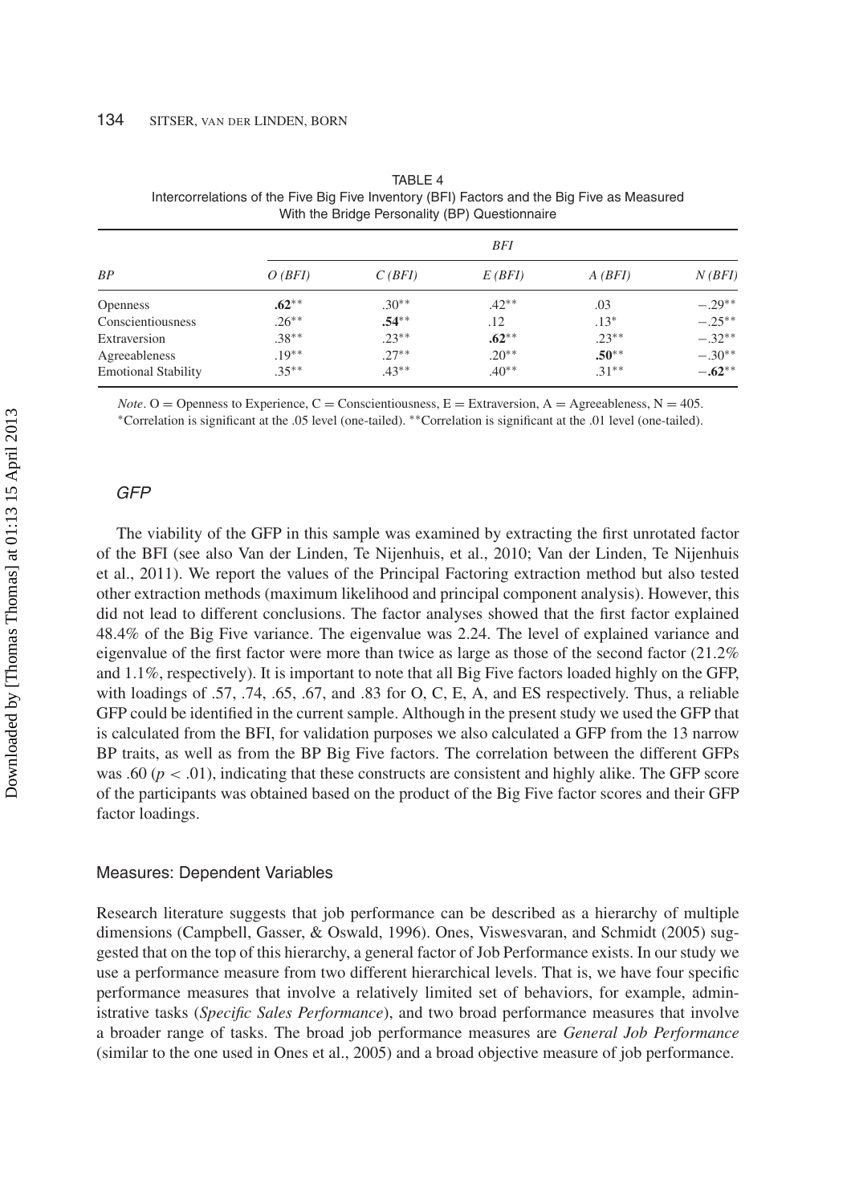TABLE 4
Intercorrelations of the Five Big Five Inventory (BFI) Factors and the Big Five as Measured With the Bridge Personality (BP) Questionnaire

| | *BFI* | | | | |
|---|---|---|---|---|---|
| *BP* | *O (BFI)* | *C (BFI)* | *E (BFI)* | *A (BFI)* | *N (BFI)* |
| Openness | **.62**** | .30** | .42** | .03 | −.29** |
| Conscientiousness | .26** | **.54**** | .12 | .13* | −.25** |
| Extraversion | .38** | .23** | **.62**** | .23** | −.32** |
| Agreeableness | .19** | .27** | .20** | **.50**** | −.30** |
| Emotional Stability | .35** | .43** | .40** | .31** | **−.62**** |

*Note*. O = Openness to Experience, C = Conscientiousness, E = Extraversion, A = Agreeableness, N = 405.
*Correlation is significant at the .05 level (one-tailed). **Correlation is significant at the .01 level (one-tailed).

### *GFP*

The viability of the GFP in this sample was examined by extracting the first unrotated factor of the BFI (see also Van der Linden, Te Nijenhuis, et al., 2010; Van der Linden, Te Nijenhuis et al., 2011). We report the values of the Principal Factoring extraction method but also tested other extraction methods (maximum likelihood and principal component analysis). However, this did not lead to different conclusions. The factor analyses showed that the first factor explained 48.4% of the Big Five variance. The eigenvalue was 2.24. The level of explained variance and eigenvalue of the first factor were more than twice as large as those of the second factor (21.2% and 1.1%, respectively). It is important to note that all Big Five factors loaded highly on the GFP, with loadings of .57, .74, .65, .67, and .83 for O, C, E, A, and ES respectively. Thus, a reliable GFP could be identified in the current sample. Although in the present study we used the GFP that is calculated from the BFI, for validation purposes we also calculated a GFP from the 13 narrow BP traits, as well as from the BP Big Five factors. The correlation between the different GFPs was .60 ($p < .01$), indicating that these constructs are consistent and highly alike. The GFP score of the participants was obtained based on the product of the Big Five factor scores and their GFP factor loadings.

## Measures: Dependent Variables

Research literature suggests that job performance can be described as a hierarchy of multiple dimensions (Campbell, Gasser, & Oswald, 1996). Ones, Viswesvaran, and Schmidt (2005) suggested that on the top of this hierarchy, a general factor of Job Performance exists. In our study we use a performance measure from two different hierarchical levels. That is, we have four specific performance measures that involve a relatively limited set of behaviors, for example, administrative tasks (*Specific Sales Performance*), and two broad performance measures that involve a broader range of tasks. The broad job performance measures are *General Job Performance* (similar to the one used in Ones et al., 2005) and a broad objective measure of job performance.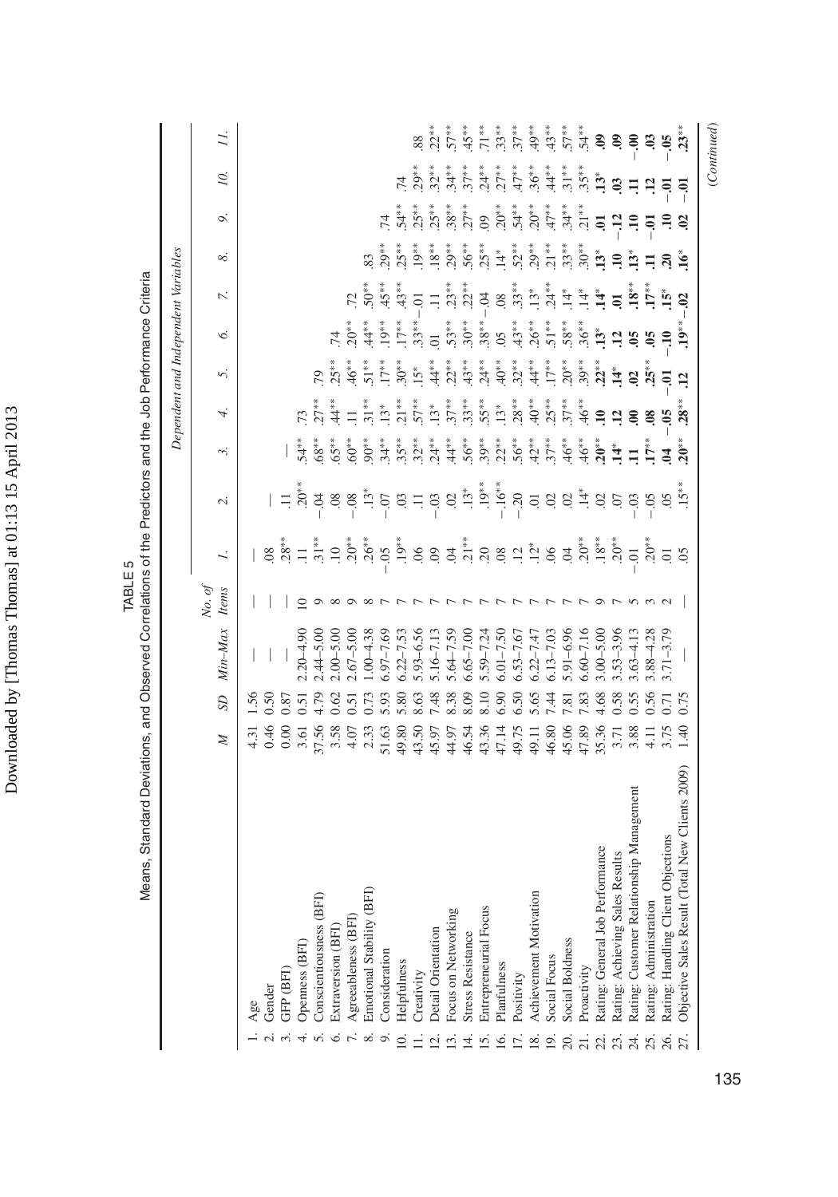**TABLE 5**

Means, Standard Deviations, and Observed Correlations of the Predictors and the Job Performance Criteria

| | *M* | *SD* | *Min–Max* | *No. of Items* | *Dependent and Independent Variables* | | | | | | | | | | |
|---|---|---|---|---|---|---|---|---|---|---|---|---|---|---|---|
| | | | | | *1.* | *2.* | *3.* | *4.* | *5.* | *6.* | *7.* | *8.* | *9.* | *10.* | *11.* |
| 1. Age | 4.31 | 1.56 | — | — | — | | | | | | | | | | |
| 2. Gender | 0.46 | 0.50 | — | — | .08 | — | | | | | | | | | |
| 3. GFP (BFI) | 0.00 | 0.87 | — | — | .28** | .11 | — | | | | | | | | |
| 4. Openness (BFI) | 3.61 | 0.51 | 2.20–4.90 | 10 | .11 | .20** | .54** | .73 | | | | | | | |
| 5. Conscientiousness (BFI) | 37.56 | 4.79 | 2.44–5.00 | 9 | .31** | −.04 | .68** | .27** | .79 | | | | | | |
| 6. Extraversion (BFI) | 3.58 | 0.62 | 2.00–5.00 | 8 | .10 | .08 | .65** | .44** | .25** | .74 | | | | | |
| 7. Agreeableness (BFI) | 4.07 | 0.51 | 2.67–5.00 | 9 | .20** | −.08 | .60** | .11 | .46** | .20** | .72 | | | | |
| 8. Emotional Stability (BFI) | 2.33 | 0.73 | 1.00–4.38 | 8 | .26** | .13* | .90** | .31** | .51** | .44** | .50** | .83 | | | |
| 9. Consideration | 51.63 | 5.93 | 6.97–7.69 | 7 | −.05 | −.07 | .34** | .13* | .17** | .19** | .45** | .29** | .74 | | |
| 10. Helpfulness | 49.80 | 5.80 | 6.22–7.53 | 7 | .19** | .03 | .35** | .21** | .30** | .17** | .43** | .25** | .54** | .74 | |
| 11. Creativity | 43.50 | 8.63 | 5.93–6.56 | 7 | .06 | .11 | .32** | .57** | .15* | .33** | −.01 | .19** | .25** | .29** | .88 |
| 12. Detail Orientation | 45.97 | 7.48 | 5.16–7.13 | 7 | .09 | −.03 | .24** | .13* | .44** | .01 | .11 | .18** | .25** | .32** | .22** |
| 13. Focus on Networking | 44.97 | 8.38 | 5.64–7.59 | 7 | .04 | .02 | .44** | .37** | .22** | .53** | .23** | .29** | .38** | .34** | .57** |
| 14. Stress Resistance | 46.54 | 8.09 | 6.65–7.00 | 7 | .21** | .13* | .56** | .33** | .43** | .30** | .22** | .56** | .27** | .37** | .45** |
| 15. Entrepreneurial Focus | 43.36 | 8.10 | 5.59–7.24 | 7 | .20 | .19** | .39** | .55** | .24** | .38** | −.04 | .25** | .09 | .24** | .71** |
| 16. Planfulness | 47.14 | 6.90 | 6.01–7.50 | 7 | .08 | −.16** | .22** | .13* | .40** | .05 | .08 | .14* | .20** | .27** | .33** |
| 17. Positivity | 49.75 | 6.50 | 6.53–7.67 | 7 | .12 | −.20 | .56** | .28** | .32** | .43** | .33** | .52** | .54** | .47** | .37** |
| 18. Achievement Motivation | 49.11 | 5.65 | 6.22–7.47 | 7 | .12* | .01 | .42** | .40** | .44** | .26** | .13* | .29** | .20** | .36** | .49** |
| 19. Social Focus | 46.80 | 7.44 | 6.13–7.03 | 7 | .06 | .02 | .37** | .25** | .17** | .51** | .24** | .21** | .47** | .44** | .43** |
| 20. Social Boldness | 45.06 | 7.81 | 5.91–6.96 | 7 | .04 | .02 | .46** | .37** | .20** | .58** | .14* | .33** | .34** | .31** | .57** |
| 21. Proactivity | 47.89 | 7.83 | 6.60–7.16 | 7 | .20** | .14* | .46** | .46** | .39** | .36** | .14* | .30** | .21** | .35** | .54** |
| 22. Rating: General Job Performance | 35.36 | 4.68 | 3.00–5.00 | 9 | .18** | .02 | **.20**** | **.10** | **.22**** | **.13*** | **.14*** | **.13*** | **.01** | **.13*** | **.09** |
| 23. Rating: Achieving Sales Results | 3.71 | 0.58 | 3.53–3.96 | 7 | .20** | .07 | **.14*** | **.12** | **.14*** | **.12** | **.01** | **.10** | **−.12** | **.03** | **.09** |
| 24. Rating: Customer Relationship Management | 3.88 | 0.55 | 3.63–4.13 | 5 | −.01 | −.03 | **.11** | **.00** | **.02** | **.05** | **.18**** | **.13*** | **.10** | **.11** | **−.00** |
| 25. Rating: Administration | 4.11 | 0.56 | 3.88–4.28 | 3 | .20** | −.05 | **.17**** | **.08** | **.25**** | **.05** | **.17**** | **.11** | **−.01** | **.12** | **.03** |
| 26. Rating: Handling Client Objections | 3.75 | 0.71 | 3.71–3.79 | 2 | .01 | .05 | **.04** | **−.05** | **−.01** | **−.10** | **.15*** | **.20** | **.10** | **−.01** | **−.05** |
| 27. Objective Sales Result (Total New Clients 2009) | 1.40 | 0.75 | — | — | .05 | .15** | **.20**** | **.28**** | **.12** | **.19**** | **−.02** | **.16*** | **.02** | **−.01** | **.23**** |

(*Continued*)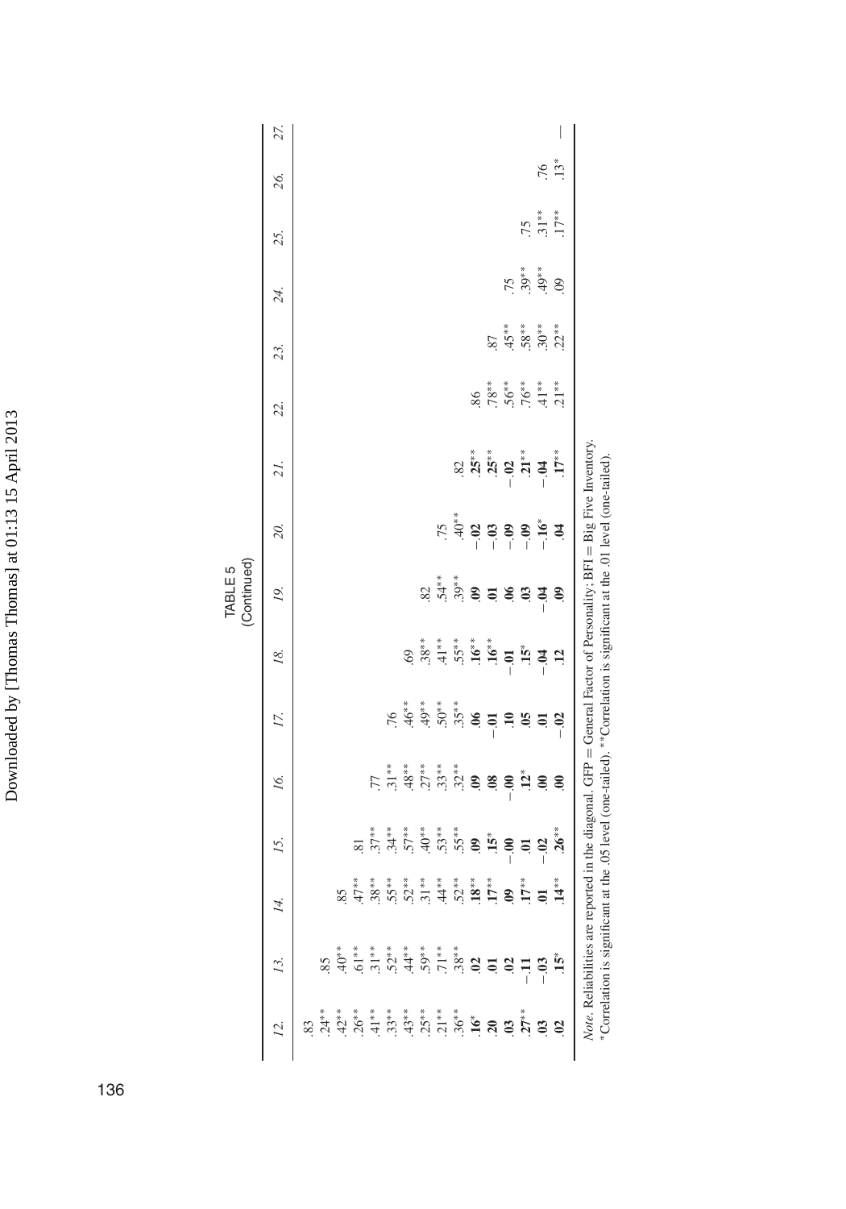TABLE 5
(Continued)

| | 12. | 13. | 14. | 15. | 16. | 17. | 18. | 19. | 20. | 21. | 22. | 23. | 24. | 25. | 26. | 27. |
|---|---|---|---|---|---|---|---|---|---|---|---|---|---|---|---|---|
| 12. | .83 | | | | | | | | | | | | | | | |
| 13. | .24** | .85 | | | | | | | | | | | | | | |
| 14. | .42** | .40** | .85 | | | | | | | | | | | | | |
| 15. | .26** | .61** | .47** | .81 | | | | | | | | | | | | |
| 16. | .41** | .31** | .38** | .37** | .77 | | | | | | | | | | | |
| 17. | .33** | .52** | .55** | .34** | .31** | .76 | | | | | | | | | | |
| 18. | .43** | .44** | .52** | .57** | .48** | .46** | .69 | | | | | | | | | |
| 19. | .25** | .59** | .31** | .40** | .27** | .49** | .38** | .82 | | | | | | | | |
| 20. | .21** | .71** | .44** | .53** | .33** | .50** | .41** | .54** | .75 | | | | | | | |
| 21. | .36** | .38** | .52** | .55** | .32** | .35** | .55** | .39** | .40** | .82 | | | | | | |
| 22. | **.16*** | **.02** | **.18**** | **.09** | **.09** | **.06** | **.16**** | **.09** | **−.02** | **.25**** | .86 | | | | | |
| 23. | **.20** | **.01** | **.17**** | **.15*** | **.08** | **−.01** | **.16**** | **.01** | **−.03** | **.25**** | .78** | .87 | | | | |
| 24. | **.03** | **.02** | **.09** | **−.00** | **−.00** | **.10** | **−.01** | **.06** | **−.09** | **−.02** | .56** | .45** | .75 | | | |
| 25. | **.27**** | **−.11** | **.17**** | **.01** | **.12*** | **.05** | **.15*** | **.03** | **−.09** | **.21**** | .76** | .58** | .39** | .75 | | |
| 26. | **.03** | **−.03** | **.01** | **−.02** | **.00** | **.01** | **−.04** | **−.04** | **−.16*** | **−.04** | .41** | .30** | .49** | .31** | .76 | |
| 27. | **.02** | **.15*** | **.14**** | **.26**** | **.00** | **−.02** | **.12** | **.09** | **.04** | **.17**** | .21** | .22** | .09 | .17** | .13* | — |

*Note*. Reliabilities are reported in the diagonal. GFP = General Factor of Personality; BFI = Big Five Inventory.
*Correlation is significant at the .05 level (one-tailed). **Correlation is significant at the .01 level (one-tailed).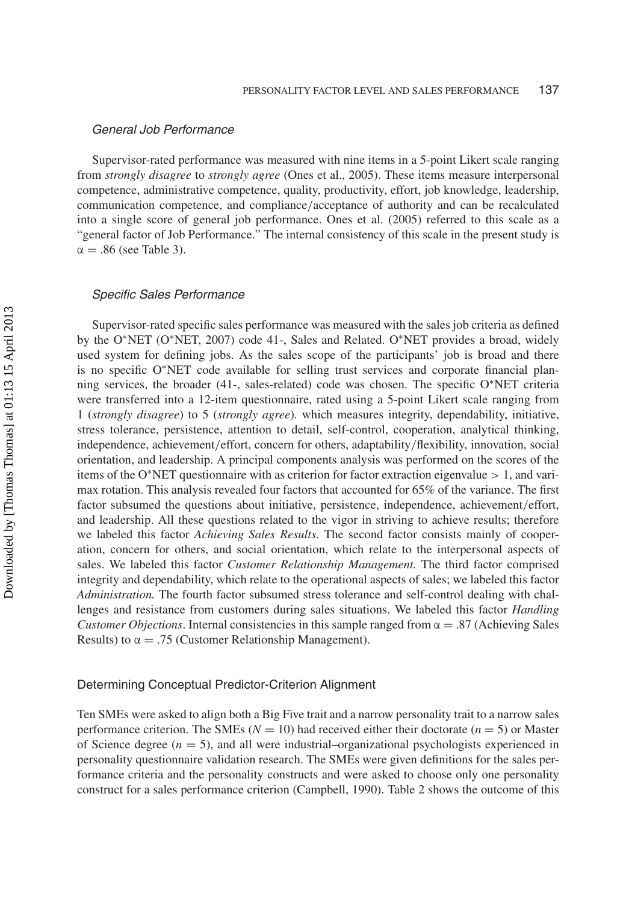### *General Job Performance*

Supervisor-rated performance was measured with nine items in a 5-point Likert scale ranging from *strongly disagree* to *strongly agree* (Ones et al., 2005). These items measure interpersonal competence, administrative competence, quality, productivity, effort, job knowledge, leadership, communication competence, and compliance/acceptance of authority and can be recalculated into a single score of general job performance. Ones et al. (2005) referred to this scale as a "general factor of Job Performance." The internal consistency of this scale in the present study is $\alpha = .86$ (see Table 3).

### *Specific Sales Performance*

Supervisor-rated specific sales performance was measured with the sales job criteria as defined by the O*NET (O*NET, 2007) code 41-, Sales and Related. O*NET provides a broad, widely used system for defining jobs. As the sales scope of the participants' job is broad and there is no specific O*NET code available for selling trust services and corporate financial planning services, the broader (41-, sales-related) code was chosen. The specific O*NET criteria were transferred into a 12-item questionnaire, rated using a 5-point Likert scale ranging from 1 (*strongly disagree*) to 5 (*strongly agree*). which measures integrity, dependability, initiative, stress tolerance, persistence, attention to detail, self-control, cooperation, analytical thinking, independence, achievement/effort, concern for others, adaptability/flexibility, innovation, social orientation, and leadership. A principal components analysis was performed on the scores of the items of the O*NET questionnaire with as criterion for factor extraction eigenvalue > 1, and varimax rotation. This analysis revealed four factors that accounted for 65% of the variance. The first factor subsumed the questions about initiative, persistence, independence, achievement/effort, and leadership. All these questions related to the vigor in striving to achieve results; therefore we labeled this factor *Achieving Sales Results*. The second factor consists mainly of cooperation, concern for others, and social orientation, which relate to the interpersonal aspects of sales. We labeled this factor *Customer Relationship Management.* The third factor comprised integrity and dependability, which relate to the operational aspects of sales; we labeled this factor *Administration.* The fourth factor subsumed stress tolerance and self-control dealing with challenges and resistance from customers during sales situations. We labeled this factor *Handling Customer Objections*. Internal consistencies in this sample ranged from $\alpha = .87$ (Achieving Sales Results) to $\alpha = .75$ (Customer Relationship Management).

## Determining Conceptual Predictor-Criterion Alignment

Ten SMEs were asked to align both a Big Five trait and a narrow personality trait to a narrow sales performance criterion. The SMEs ($N = 10$) had received either their doctorate ($n = 5$) or Master of Science degree ($n = 5$), and all were industrial–organizational psychologists experienced in personality questionnaire validation research. The SMEs were given definitions for the sales performance criteria and the personality constructs and were asked to choose only one personality construct for a sales performance criterion (Campbell, 1990). Table 2 shows the outcome of this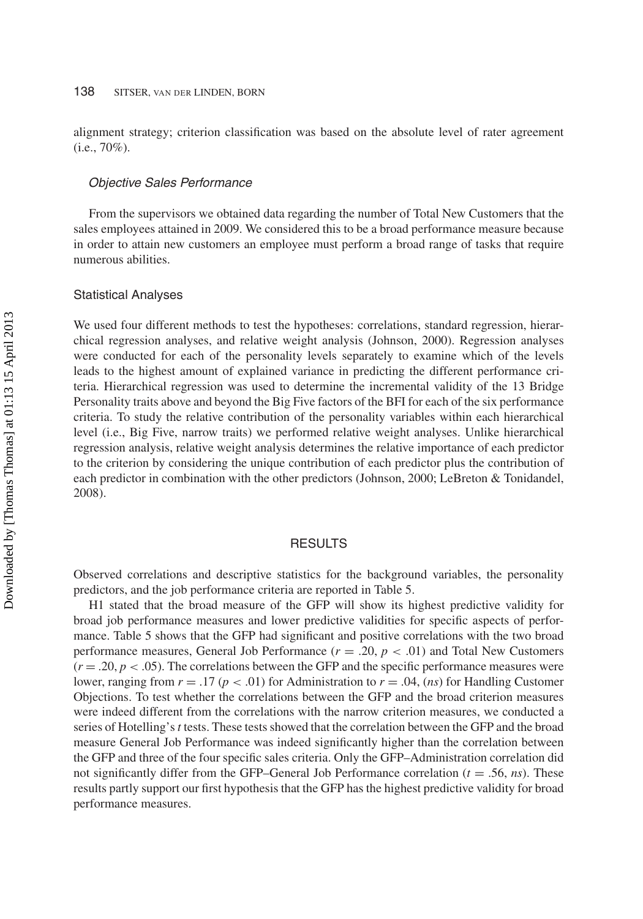alignment strategy; criterion classification was based on the absolute level of rater agreement (i.e., 70%).

#### *Objective Sales Performance*

From the supervisors we obtained data regarding the number of Total New Customers that the sales employees attained in 2009. We considered this to be a broad performance measure because in order to attain new customers an employee must perform a broad range of tasks that require numerous abilities.

### Statistical Analyses

We used four different methods to test the hypotheses: correlations, standard regression, hierarchical regression analyses, and relative weight analysis (Johnson, 2000). Regression analyses were conducted for each of the personality levels separately to examine which of the levels leads to the highest amount of explained variance in predicting the different performance criteria. Hierarchical regression was used to determine the incremental validity of the 13 Bridge Personality traits above and beyond the Big Five factors of the BFI for each of the six performance criteria. To study the relative contribution of the personality variables within each hierarchical level (i.e., Big Five, narrow traits) we performed relative weight analyses. Unlike hierarchical regression analysis, relative weight analysis determines the relative importance of each predictor to the criterion by considering the unique contribution of each predictor plus the contribution of each predictor in combination with the other predictors (Johnson, 2000; LeBreton & Tonidandel, 2008).

## RESULTS

Observed correlations and descriptive statistics for the background variables, the personality predictors, and the job performance criteria are reported in Table 5.

H1 stated that the broad measure of the GFP will show its highest predictive validity for broad job performance measures and lower predictive validities for specific aspects of performance. Table 5 shows that the GFP had significant and positive correlations with the two broad performance measures, General Job Performance ($r = .20$, $p < .01$) and Total New Customers ($r = .20$, $p < .05$). The correlations between the GFP and the specific performance measures were lower, ranging from $r = .17$ ($p < .01$) for Administration to $r = .04$, (*ns*) for Handling Customer Objections. To test whether the correlations between the GFP and the broad criterion measures were indeed different from the correlations with the narrow criterion measures, we conducted a series of Hotelling's $t$ tests. These tests showed that the correlation between the GFP and the broad measure General Job Performance was indeed significantly higher than the correlation between the GFP and three of the four specific sales criteria. Only the GFP–Administration correlation did not significantly differ from the GFP–General Job Performance correlation ($t = .56$, *ns*). These results partly support our first hypothesis that the GFP has the highest predictive validity for broad performance measures.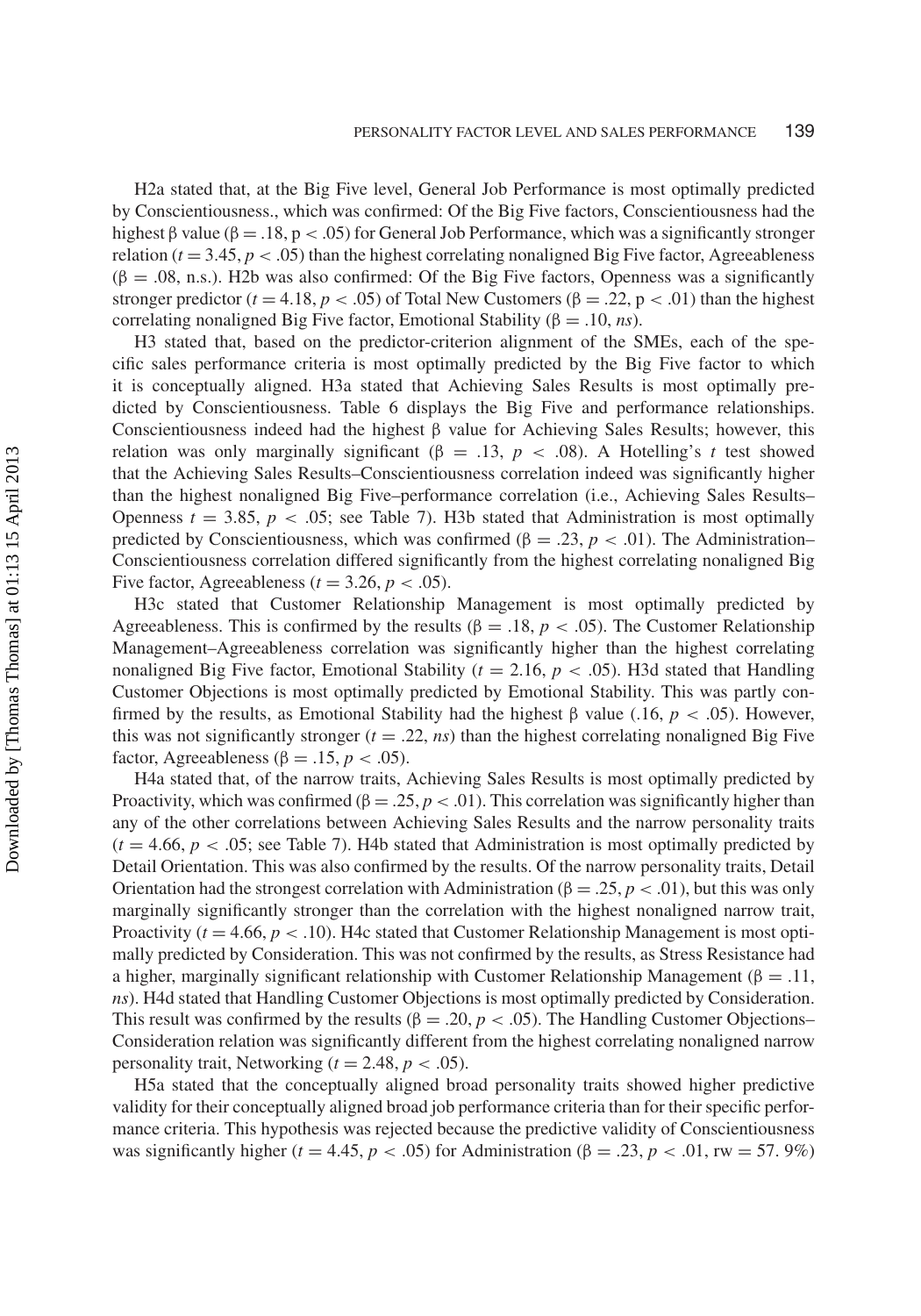H2a stated that, at the Big Five level, General Job Performance is most optimally predicted by Conscientiousness., which was confirmed: Of the Big Five factors, Conscientiousness had the highest β value ($\beta = .18$, $p < .05$) for General Job Performance, which was a significantly stronger relation ($t = 3.45$, $p < .05$) than the highest correlating nonaligned Big Five factor, Agreeableness ($\beta = .08$, n.s.). H2b was also confirmed: Of the Big Five factors, Openness was a significantly stronger predictor ($t = 4.18$, $p < .05$) of Total New Customers ($\beta = .22$, $p < .01$) than the highest correlating nonaligned Big Five factor, Emotional Stability ($\beta = .10$, *ns*).

H3 stated that, based on the predictor-criterion alignment of the SMEs, each of the specific sales performance criteria is most optimally predicted by the Big Five factor to which it is conceptually aligned. H3a stated that Achieving Sales Results is most optimally predicted by Conscientiousness. Table 6 displays the Big Five and performance relationships. Conscientiousness indeed had the highest β value for Achieving Sales Results; however, this relation was only marginally significant ($\beta = .13$, $p < .08$). A Hotelling's *t* test showed that the Achieving Sales Results–Conscientiousness correlation indeed was significantly higher than the highest nonaligned Big Five–performance correlation (i.e., Achieving Sales Results–Openness $t = 3.85$, $p < .05$; see Table 7). H3b stated that Administration is most optimally predicted by Conscientiousness, which was confirmed ($\beta = .23$, $p < .01$). The Administration–Conscientiousness correlation differed significantly from the highest correlating nonaligned Big Five factor, Agreeableness ($t = 3.26$, $p < .05$).

H3c stated that Customer Relationship Management is most optimally predicted by Agreeableness. This is confirmed by the results ($\beta = .18$, $p < .05$). The Customer Relationship Management–Agreeableness correlation was significantly higher than the highest correlating nonaligned Big Five factor, Emotional Stability ($t = 2.16$, $p < .05$). H3d stated that Handling Customer Objections is most optimally predicted by Emotional Stability. This was partly confirmed by the results, as Emotional Stability had the highest β value ($.16$, $p < .05$). However, this was not significantly stronger ($t = .22$, *ns*) than the highest correlating nonaligned Big Five factor, Agreeableness ($\beta = .15$, $p < .05$).

H4a stated that, of the narrow traits, Achieving Sales Results is most optimally predicted by Proactivity, which was confirmed ($\beta = .25$, $p < .01$). This correlation was significantly higher than any of the other correlations between Achieving Sales Results and the narrow personality traits ($t = 4.66$, $p < .05$; see Table 7). H4b stated that Administration is most optimally predicted by Detail Orientation. This was also confirmed by the results. Of the narrow personality traits, Detail Orientation had the strongest correlation with Administration ($\beta = .25$, $p < .01$), but this was only marginally significantly stronger than the correlation with the highest nonaligned narrow trait, Proactivity ($t = 4.66$, $p < .10$). H4c stated that Customer Relationship Management is most optimally predicted by Consideration. This was not confirmed by the results, as Stress Resistance had a higher, marginally significant relationship with Customer Relationship Management ($\beta = .11$, *ns*). H4d stated that Handling Customer Objections is most optimally predicted by Consideration. This result was confirmed by the results ($\beta = .20$, $p < .05$). The Handling Customer Objections–Consideration relation was significantly different from the highest correlating nonaligned narrow personality trait, Networking ($t = 2.48$, $p < .05$).

H5a stated that the conceptually aligned broad personality traits showed higher predictive validity for their conceptually aligned broad job performance criteria than for their specific performance criteria. This hypothesis was rejected because the predictive validity of Conscientiousness was significantly higher ($t = 4.45$, $p < .05$) for Administration ($\beta = .23$, $p < .01$, rw = 57. 9%)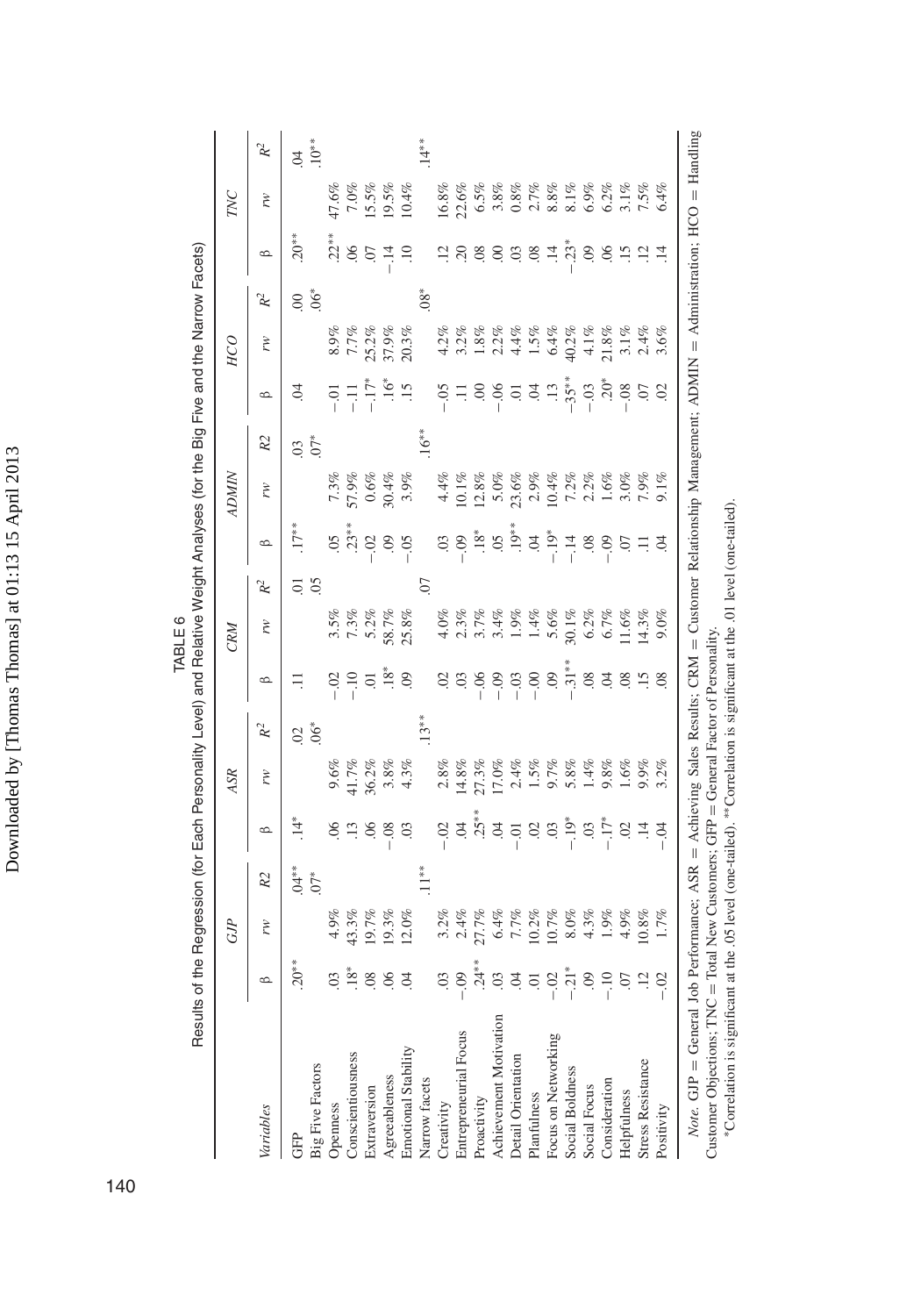TABLE 6
Results of the Regression (for Each Personality Level) and Relative Weight Analyses (for the Big Five and the Narrow Facets)

| Variables | GJP | | | ASR | | | CRM | | | ADMIN | | | HCO | | | TNC | | |
|---|---|---|---|---|---|---|---|---|---|---|---|---|---|---|---|---|---|---|
| | β | rw | R2 | β | rw | $R^2$ | β | rw | $R^2$ | β | rw | R2 | β | rw | $R^2$ | β | rw | $R^2$ |
| GFP | .20** | | .04** | .14* | | .02 | .11 | | .01 | .17** | | .03 | .04 | | .00 | .20** | | .04 |
| Big Five Factors | | | .07* | | | .06* | | | .05 | | | .07* | | | .06* | | | .10** |
| Openness | .03 | 4.9% | | .06 | 9.6% | | −.02 | 3.5% | | .05 | 7.3% | | −.01 | 8.9% | | .22** | 47.6% | |
| Conscientiousness | .18* | 43.3% | | .13 | 41.7% | | −.10 | 7.3% | | .23** | 57.9% | | −.11 | 7.7% | | .06 | 7.0% | |
| Extraversion | .08 | 19.7% | | .06 | 36.2% | | .01 | 5.2% | | −.02 | 0.6% | | −.17* | 25.2% | | .07 | 15.5% | |
| Agreeableness | .06 | 19.3% | | −.08 | 3.8% | | .18* | 58.7% | | .09 | 30.4% | | .16* | 37.9% | | −.14 | 19.5% | |
| Emotional Stability | .04 | 12.0% | | .03 | 4.3% | | .09 | 25.8% | | −.05 | 3.9% | | .15 | 20.3% | | .10 | 10.4% | |
| Narrow facets | | | .11** | | | .13** | | | .07 | | | .16** | | | .08* | | | .14** |
| Creativity | .03 | 3.2% | | −.02 | 2.8% | | .02 | 4.0% | | .03 | 4.4% | | −.05 | 4.2% | | .12 | 16.8% | |
| Entrepreneurial Focus | −.09 | 2.4% | | .04 | 14.8% | | .03 | 2.3% | | −.09 | 10.1% | | .11 | 3.2% | | .20 | 22.6% | |
| Proactivity | .24** | 27.7% | | .25** | 27.3% | | −.06 | 3.7% | | .18* | 12.8% | | .00 | 1.8% | | .08 | 6.5% | |
| Achievement Motivation | .03 | 6.4% | | .04 | 17.0% | | −.09 | 3.4% | | .05 | 5.0% | | −.06 | 2.2% | | .00 | 3.8% | |
| Detail Orientation | .04 | 7.7% | | −.01 | 2.4% | | −.03 | 1.9% | | .19** | 23.6% | | .01 | 4.4% | | .03 | 0.8% | |
| Planfulness | .01 | 10.2% | | .02 | 1.5% | | −.00 | 1.4% | | .04 | 2.9% | | .04 | 1.5% | | .08 | 2.7% | |
| Focus on Networking | −.02 | 10.7% | | .03 | 9.7% | | .09 | 5.6% | | −.19* | 10.4% | | .13 | 6.4% | | .14 | 8.8% | |
| Social Boldness | −.21* | 8.0% | | −.19* | 5.8% | | −.31** | 30.1% | | −.14 | 7.2% | | −.35** | 40.2% | | −.23* | 8.1% | |
| Social Focus | .09 | 4.3% | | .03 | 1.4% | | .08 | 6.2% | | .08 | 2.2% | | −.03 | 4.1% | | .09 | 6.9% | |
| Consideration | −.10 | 1.9% | | −.17* | 9.8% | | .04 | 6.7% | | −.09 | 1.6% | | .20* | 21.8% | | .06 | 6.2% | |
| Helpfulness | .07 | 4.9% | | .02 | 1.6% | | .08 | 11.6% | | .07 | 3.0% | | −.08 | 3.1% | | .15 | 3.1% | |
| Stress Resistance | .12 | 10.8% | | .14 | 9.9% | | .15 | 14.3% | | .11 | 7.9% | | .07 | 2.4% | | .12 | 7.5% | |
| Positivity | −.02 | 1.7% | | −.04 | 3.2% | | .08 | 9.0% | | .04 | 9.1% | | .02 | 3.6% | | .14 | 6.4% | |

*Note.* GJP = General Job Performance; ASR = Achieving Sales Results; CRM = Customer Relationship Management; ADMIN = Administration; HCO = Handling Customer Objections; TNC = Total New Customers; GFP = General Factor of Personality.
*Correlation is significant at the .05 level (one-tailed). **Correlation is significant at the .01 level (one-tailed).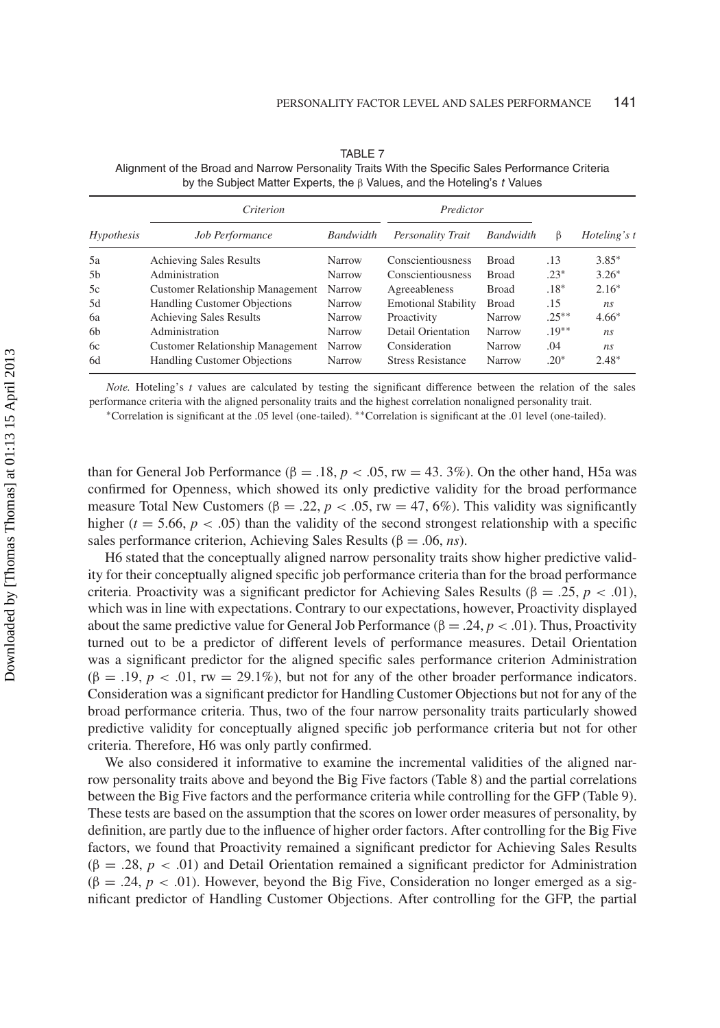TABLE 7
Alignment of the Broad and Narrow Personality Traits With the Specific Sales Performance Criteria by the Subject Matter Experts, the β Values, and the Hoteling's *t* Values

| | *Criterion* | | *Predictor* | | | |
|---|---|---|---|---|---|---|
| *Hypothesis* | *Job Performance* | *Bandwidth* | *Personality Trait* | *Bandwidth* | β | *Hoteling's t* |
| 5a | Achieving Sales Results | Narrow | Conscientiousness | Broad | .13 | 3.85* |
| 5b | Administration | Narrow | Conscientiousness | Broad | .23* | 3.26* |
| 5c | Customer Relationship Management | Narrow | Agreeableness | Broad | .18* | 2.16* |
| 5d | Handling Customer Objections | Narrow | Emotional Stability | Broad | .15 | *ns* |
| 6a | Achieving Sales Results | Narrow | Proactivity | Narrow | .25** | 4.66* |
| 6b | Administration | Narrow | Detail Orientation | Narrow | .19** | *ns* |
| 6c | Customer Relationship Management | Narrow | Consideration | Narrow | .04 | *ns* |
| 6d | Handling Customer Objections | Narrow | Stress Resistance | Narrow | .20* | 2.48* |

*Note.* Hoteling's *t* values are calculated by testing the significant difference between the relation of the sales performance criteria with the aligned personality traits and the highest correlation nonaligned personality trait.

*Correlation is significant at the .05 level (one-tailed). **Correlation is significant at the .01 level (one-tailed).

than for General Job Performance (β = .18, $p < .05$, rw = 43. 3%). On the other hand, H5a was confirmed for Openness, which showed its only predictive validity for the broad performance measure Total New Customers (β = .22, $p < .05$, rw = 47, 6%). This validity was significantly higher ($t = 5.66$, $p < .05$) than the validity of the second strongest relationship with a specific sales performance criterion, Achieving Sales Results (β = .06, *ns*).

H6 stated that the conceptually aligned narrow personality traits show higher predictive validity for their conceptually aligned specific job performance criteria than for the broad performance criteria. Proactivity was a significant predictor for Achieving Sales Results (β = .25, $p < .01$), which was in line with expectations. Contrary to our expectations, however, Proactivity displayed about the same predictive value for General Job Performance (β = .24, $p < .01$). Thus, Proactivity turned out to be a predictor of different levels of performance measures. Detail Orientation was a significant predictor for the aligned specific sales performance criterion Administration (β = .19, $p < .01$, rw = 29.1%), but not for any of the other broader performance indicators. Consideration was a significant predictor for Handling Customer Objections but not for any of the broad performance criteria. Thus, two of the four narrow personality traits particularly showed predictive validity for conceptually aligned specific job performance criteria but not for other criteria. Therefore, H6 was only partly confirmed.

We also considered it informative to examine the incremental validities of the aligned narrow personality traits above and beyond the Big Five factors (Table 8) and the partial correlations between the Big Five factors and the performance criteria while controlling for the GFP (Table 9). These tests are based on the assumption that the scores on lower order measures of personality, by definition, are partly due to the influence of higher order factors. After controlling for the Big Five factors, we found that Proactivity remained a significant predictor for Achieving Sales Results (β = .28, $p < .01$) and Detail Orientation remained a significant predictor for Administration (β = .24, $p < .01$). However, beyond the Big Five, Consideration no longer emerged as a significant predictor of Handling Customer Objections. After controlling for the GFP, the partial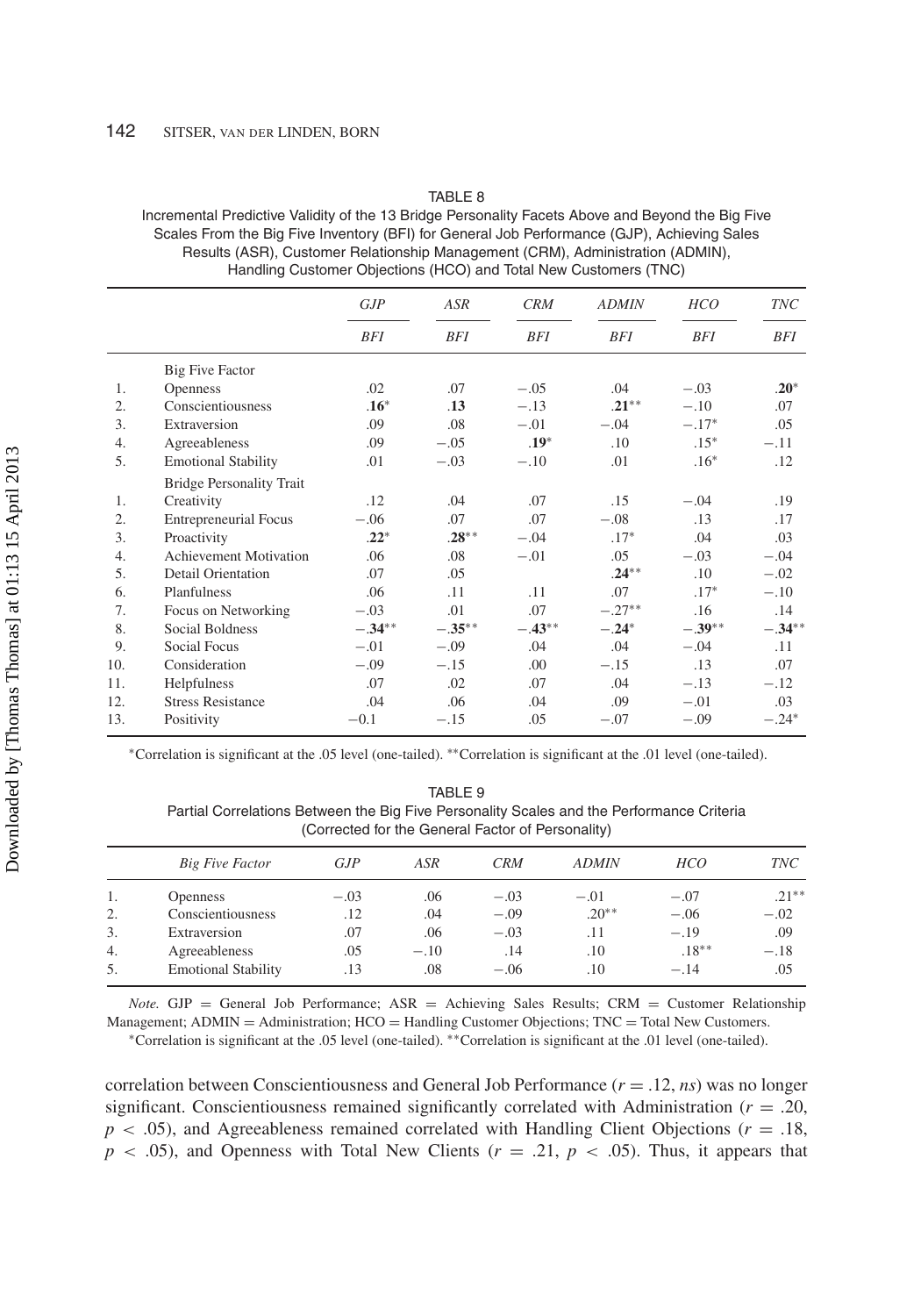TABLE 8
Incremental Predictive Validity of the 13 Bridge Personality Facets Above and Beyond the Big Five Scales From the Big Five Inventory (BFI) for General Job Performance (GJP), Achieving Sales Results (ASR), Customer Relationship Management (CRM), Administration (ADMIN), Handling Customer Objections (HCO) and Total New Customers (TNC)

| | | *GJP* | *ASR* | *CRM* | *ADMIN* | *HCO* | *TNC* |
|---|---|---|---|---|---|---|---|
| | | *BFI* | *BFI* | *BFI* | *BFI* | *BFI* | *BFI* |
| | Big Five Factor | | | | | | |
| 1. | Openness | .02 | .07 | −.05 | .04 | −.03 | **.20*** |
| 2. | Conscientiousness | **.16*** | **.13** | −.13 | **.21**** | −.10 | .07 |
| 3. | Extraversion | .09 | .08 | −.01 | −.04 | −.17* | .05 |
| 4. | Agreeableness | .09 | −.05 | **.19*** | .10 | .15* | −.11 |
| 5. | Emotional Stability | .01 | −.03 | −.10 | .01 | .16* | .12 |
| | Bridge Personality Trait | | | | | | |
| 1. | Creativity | .12 | .04 | .07 | .15 | −.04 | .19 |
| 2. | Entrepreneurial Focus | −.06 | .07 | .07 | −.08 | .13 | .17 |
| 3. | Proactivity | **.22*** | **.28**** | −.04 | .17* | .04 | .03 |
| 4. | Achievement Motivation | .06 | .08 | −.01 | .05 | −.03 | −.04 |
| 5. | Detail Orientation | .07 | .05 | | **.24**** | .10 | −.02 |
| 6. | Planfulness | .06 | .11 | .11 | .07 | .17* | −.10 |
| 7. | Focus on Networking | −.03 | .01 | .07 | −.27** | .16 | .14 |
| 8. | Social Boldness | −**.34**** | −**.35**** | −**.43**** | −**.24*** | −**.39**** | −**.34**** |
| 9. | Social Focus | −.01 | −.09 | .04 | .04 | −.04 | .11 |
| 10. | Consideration | −.09 | −.15 | .00 | −.15 | .13 | .07 |
| 11. | Helpfulness | .07 | .02 | .07 | .04 | −.13 | −.12 |
| 12. | Stress Resistance | .04 | .06 | .04 | .09 | −.01 | .03 |
| 13. | Positivity | −0.1 | −.15 | .05 | −.07 | −.09 | −.24* |

*Correlation is significant at the .05 level (one-tailed). **Correlation is significant at the .01 level (one-tailed).

TABLE 9
Partial Correlations Between the Big Five Personality Scales and the Performance Criteria (Corrected for the General Factor of Personality)

| | *Big Five Factor* | *GJP* | *ASR* | *CRM* | *ADMIN* | *HCO* | *TNC* |
|---|---|---|---|---|---|---|---|
| 1. | Openness | −.03 | .06 | −.03 | −.01 | −.07 | .21** |
| 2. | Conscientiousness | .12 | .04 | −.09 | .20** | −.06 | −.02 |
| 3. | Extraversion | .07 | .06 | −.03 | .11 | −.19 | .09 |
| 4. | Agreeableness | .05 | −.10 | .14 | .10 | .18** | −.18 |
| 5. | Emotional Stability | .13 | .08 | −.06 | .10 | −.14 | .05 |

*Note.* GJP = General Job Performance; ASR = Achieving Sales Results; CRM = Customer Relationship Management; ADMIN = Administration; HCO = Handling Customer Objections; TNC = Total New Customers.
*Correlation is significant at the .05 level (one-tailed). **Correlation is significant at the .01 level (one-tailed).

correlation between Conscientiousness and General Job Performance ($r = .12$, *ns*) was no longer significant. Conscientiousness remained significantly correlated with Administration ($r = .20$, $p < .05$), and Agreeableness remained correlated with Handling Client Objections ($r = .18$, $p < .05$), and Openness with Total New Clients ($r = .21$, $p < .05$). Thus, it appears that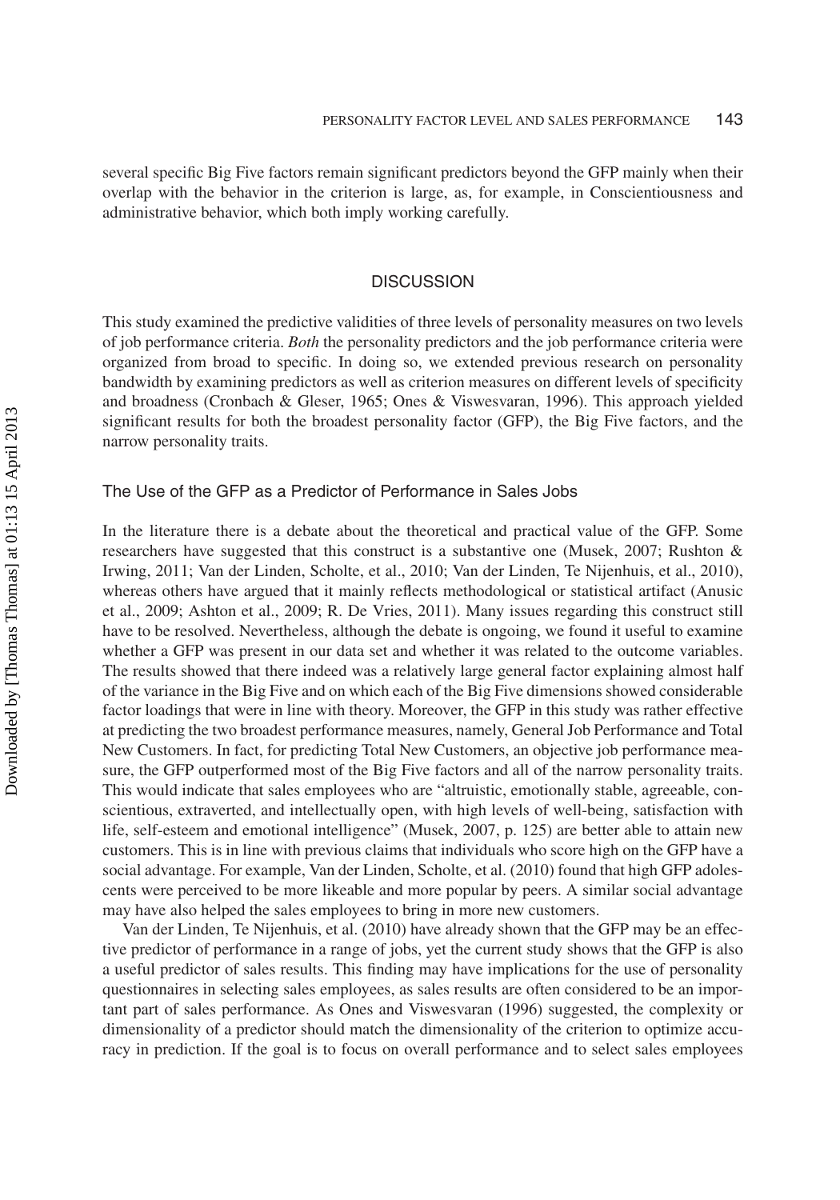several specific Big Five factors remain significant predictors beyond the GFP mainly when their overlap with the behavior in the criterion is large, as, for example, in Conscientiousness and administrative behavior, which both imply working carefully.

## DISCUSSION

This study examined the predictive validities of three levels of personality measures on two levels of job performance criteria. *Both* the personality predictors and the job performance criteria were organized from broad to specific. In doing so, we extended previous research on personality bandwidth by examining predictors as well as criterion measures on different levels of specificity and broadness (Cronbach & Gleser, 1965; Ones & Viswesvaran, 1996). This approach yielded significant results for both the broadest personality factor (GFP), the Big Five factors, and the narrow personality traits.

### The Use of the GFP as a Predictor of Performance in Sales Jobs

In the literature there is a debate about the theoretical and practical value of the GFP. Some researchers have suggested that this construct is a substantive one (Musek, 2007; Rushton & Irwing, 2011; Van der Linden, Scholte, et al., 2010; Van der Linden, Te Nijenhuis, et al., 2010), whereas others have argued that it mainly reflects methodological or statistical artifact (Anusic et al., 2009; Ashton et al., 2009; R. De Vries, 2011). Many issues regarding this construct still have to be resolved. Nevertheless, although the debate is ongoing, we found it useful to examine whether a GFP was present in our data set and whether it was related to the outcome variables. The results showed that there indeed was a relatively large general factor explaining almost half of the variance in the Big Five and on which each of the Big Five dimensions showed considerable factor loadings that were in line with theory. Moreover, the GFP in this study was rather effective at predicting the two broadest performance measures, namely, General Job Performance and Total New Customers. In fact, for predicting Total New Customers, an objective job performance measure, the GFP outperformed most of the Big Five factors and all of the narrow personality traits. This would indicate that sales employees who are "altruistic, emotionally stable, agreeable, conscientious, extraverted, and intellectually open, with high levels of well-being, satisfaction with life, self-esteem and emotional intelligence" (Musek, 2007, p. 125) are better able to attain new customers. This is in line with previous claims that individuals who score high on the GFP have a social advantage. For example, Van der Linden, Scholte, et al. (2010) found that high GFP adolescents were perceived to be more likeable and more popular by peers. A similar social advantage may have also helped the sales employees to bring in more new customers.

Van der Linden, Te Nijenhuis, et al. (2010) have already shown that the GFP may be an effective predictor of performance in a range of jobs, yet the current study shows that the GFP is also a useful predictor of sales results. This finding may have implications for the use of personality questionnaires in selecting sales employees, as sales results are often considered to be an important part of sales performance. As Ones and Viswesvaran (1996) suggested, the complexity or dimensionality of a predictor should match the dimensionality of the criterion to optimize accuracy in prediction. If the goal is to focus on overall performance and to select sales employees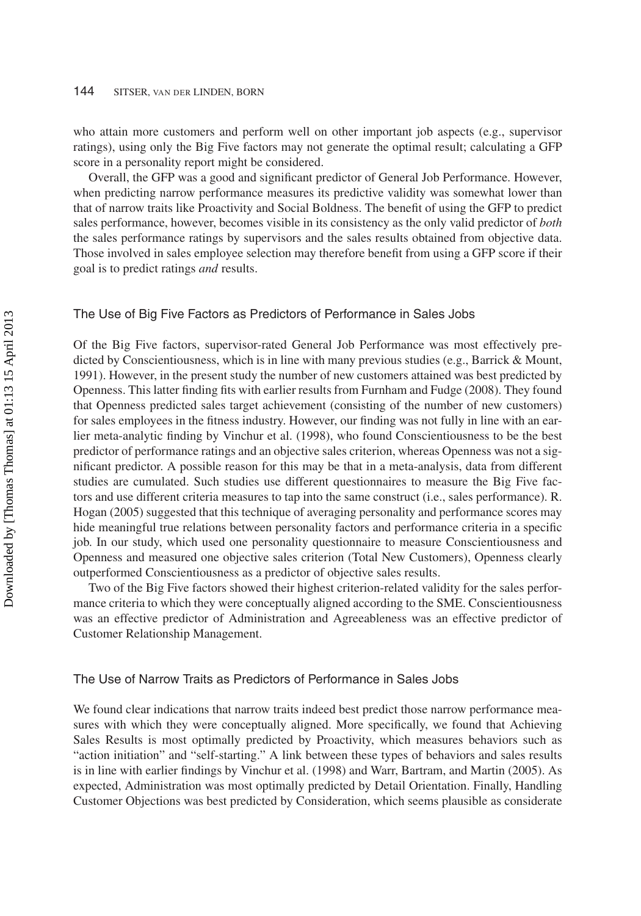who attain more customers and perform well on other important job aspects (e.g., supervisor ratings), using only the Big Five factors may not generate the optimal result; calculating a GFP score in a personality report might be considered.

Overall, the GFP was a good and significant predictor of General Job Performance. However, when predicting narrow performance measures its predictive validity was somewhat lower than that of narrow traits like Proactivity and Social Boldness. The benefit of using the GFP to predict sales performance, however, becomes visible in its consistency as the only valid predictor of *both* the sales performance ratings by supervisors and the sales results obtained from objective data. Those involved in sales employee selection may therefore benefit from using a GFP score if their goal is to predict ratings *and* results.

### The Use of Big Five Factors as Predictors of Performance in Sales Jobs

Of the Big Five factors, supervisor-rated General Job Performance was most effectively predicted by Conscientiousness, which is in line with many previous studies (e.g., Barrick & Mount, 1991). However, in the present study the number of new customers attained was best predicted by Openness. This latter finding fits with earlier results from Furnham and Fudge (2008). They found that Openness predicted sales target achievement (consisting of the number of new customers) for sales employees in the fitness industry. However, our finding was not fully in line with an earlier meta-analytic finding by Vinchur et al. (1998), who found Conscientiousness to be the best predictor of performance ratings and an objective sales criterion, whereas Openness was not a significant predictor. A possible reason for this may be that in a meta-analysis, data from different studies are cumulated. Such studies use different questionnaires to measure the Big Five factors and use different criteria measures to tap into the same construct (i.e., sales performance). R. Hogan (2005) suggested that this technique of averaging personality and performance scores may hide meaningful true relations between personality factors and performance criteria in a specific job. In our study, which used one personality questionnaire to measure Conscientiousness and Openness and measured one objective sales criterion (Total New Customers), Openness clearly outperformed Conscientiousness as a predictor of objective sales results.

Two of the Big Five factors showed their highest criterion-related validity for the sales performance criteria to which they were conceptually aligned according to the SME. Conscientiousness was an effective predictor of Administration and Agreeableness was an effective predictor of Customer Relationship Management.

### The Use of Narrow Traits as Predictors of Performance in Sales Jobs

We found clear indications that narrow traits indeed best predict those narrow performance measures with which they were conceptually aligned. More specifically, we found that Achieving Sales Results is most optimally predicted by Proactivity, which measures behaviors such as "action initiation" and "self-starting." A link between these types of behaviors and sales results is in line with earlier findings by Vinchur et al. (1998) and Warr, Bartram, and Martin (2005). As expected, Administration was most optimally predicted by Detail Orientation. Finally, Handling Customer Objections was best predicted by Consideration, which seems plausible as considerate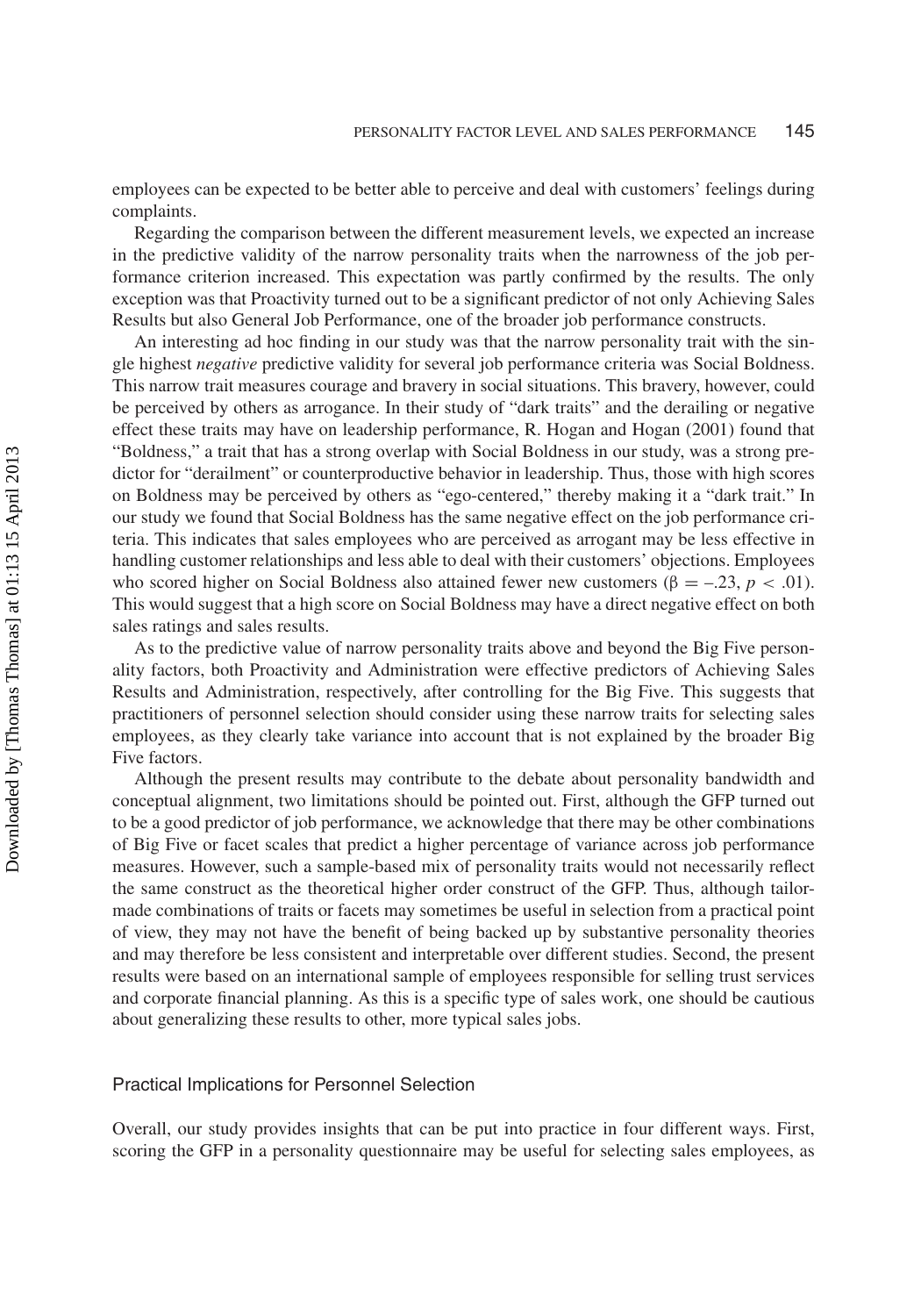employees can be expected to be better able to perceive and deal with customers' feelings during complaints.

Regarding the comparison between the different measurement levels, we expected an increase in the predictive validity of the narrow personality traits when the narrowness of the job performance criterion increased. This expectation was partly confirmed by the results. The only exception was that Proactivity turned out to be a significant predictor of not only Achieving Sales Results but also General Job Performance, one of the broader job performance constructs.

An interesting ad hoc finding in our study was that the narrow personality trait with the single highest *negative* predictive validity for several job performance criteria was Social Boldness. This narrow trait measures courage and bravery in social situations. This bravery, however, could be perceived by others as arrogance. In their study of "dark traits" and the derailing or negative effect these traits may have on leadership performance, R. Hogan and Hogan (2001) found that "Boldness," a trait that has a strong overlap with Social Boldness in our study, was a strong predictor for "derailment" or counterproductive behavior in leadership. Thus, those with high scores on Boldness may be perceived by others as "ego-centered," thereby making it a "dark trait." In our study we found that Social Boldness has the same negative effect on the job performance criteria. This indicates that sales employees who are perceived as arrogant may be less effective in handling customer relationships and less able to deal with their customers' objections. Employees who scored higher on Social Boldness also attained fewer new customers ($\beta = -.23$, $p < .01$). This would suggest that a high score on Social Boldness may have a direct negative effect on both sales ratings and sales results.

As to the predictive value of narrow personality traits above and beyond the Big Five personality factors, both Proactivity and Administration were effective predictors of Achieving Sales Results and Administration, respectively, after controlling for the Big Five. This suggests that practitioners of personnel selection should consider using these narrow traits for selecting sales employees, as they clearly take variance into account that is not explained by the broader Big Five factors.

Although the present results may contribute to the debate about personality bandwidth and conceptual alignment, two limitations should be pointed out. First, although the GFP turned out to be a good predictor of job performance, we acknowledge that there may be other combinations of Big Five or facet scales that predict a higher percentage of variance across job performance measures. However, such a sample-based mix of personality traits would not necessarily reflect the same construct as the theoretical higher order construct of the GFP. Thus, although tailor-made combinations of traits or facets may sometimes be useful in selection from a practical point of view, they may not have the benefit of being backed up by substantive personality theories and may therefore be less consistent and interpretable over different studies. Second, the present results were based on an international sample of employees responsible for selling trust services and corporate financial planning. As this is a specific type of sales work, one should be cautious about generalizing these results to other, more typical sales jobs.

### Practical Implications for Personnel Selection

Overall, our study provides insights that can be put into practice in four different ways. First, scoring the GFP in a personality questionnaire may be useful for selecting sales employees, as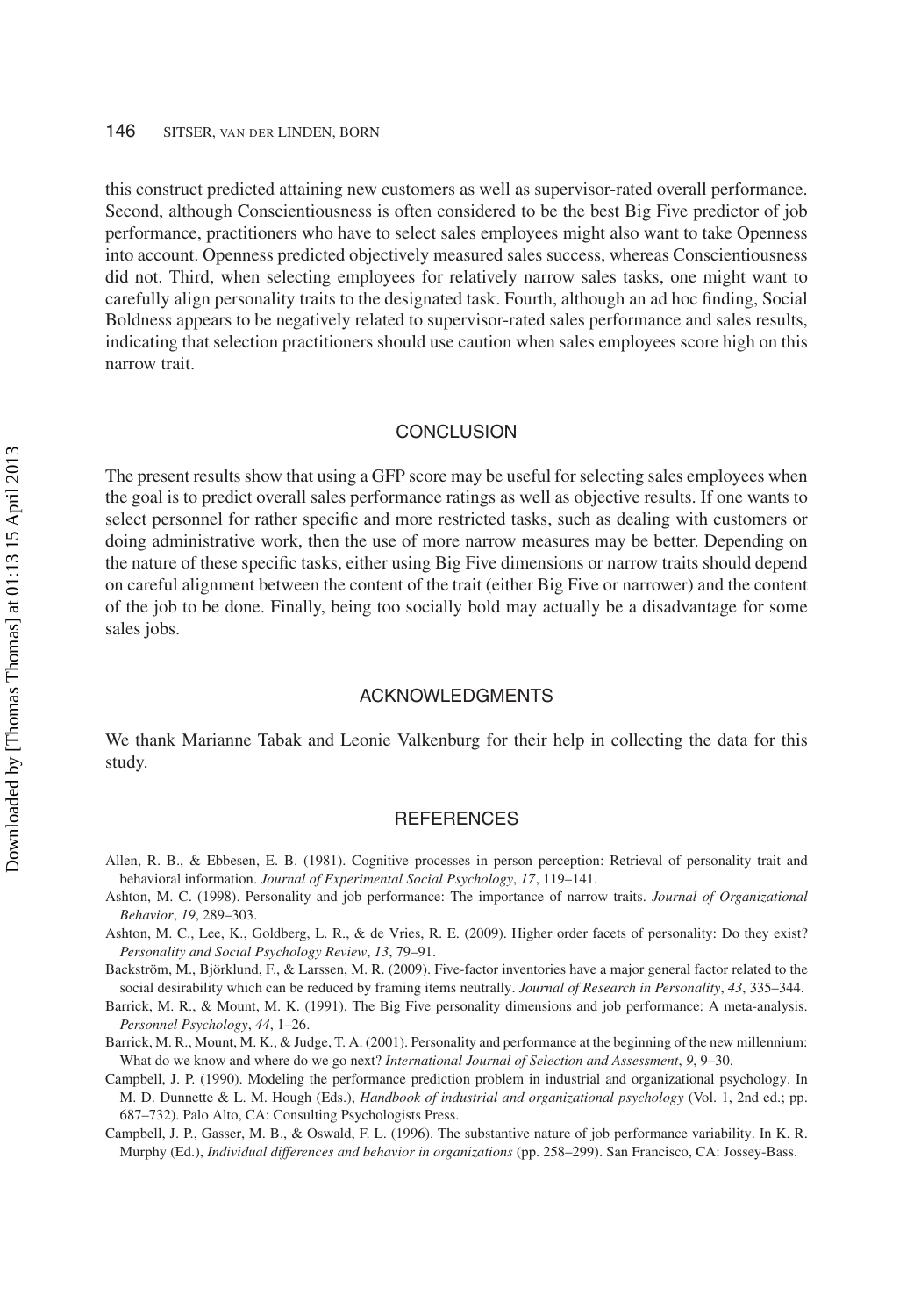this construct predicted attaining new customers as well as supervisor-rated overall performance. Second, although Conscientiousness is often considered to be the best Big Five predictor of job performance, practitioners who have to select sales employees might also want to take Openness into account. Openness predicted objectively measured sales success, whereas Conscientiousness did not. Third, when selecting employees for relatively narrow sales tasks, one might want to carefully align personality traits to the designated task. Fourth, although an ad hoc finding, Social Boldness appears to be negatively related to supervisor-rated sales performance and sales results, indicating that selection practitioners should use caution when sales employees score high on this narrow trait.

## CONCLUSION

The present results show that using a GFP score may be useful for selecting sales employees when the goal is to predict overall sales performance ratings as well as objective results. If one wants to select personnel for rather specific and more restricted tasks, such as dealing with customers or doing administrative work, then the use of more narrow measures may be better. Depending on the nature of these specific tasks, either using Big Five dimensions or narrow traits should depend on careful alignment between the content of the trait (either Big Five or narrower) and the content of the job to be done. Finally, being too socially bold may actually be a disadvantage for some sales jobs.

## ACKNOWLEDGMENTS

We thank Marianne Tabak and Leonie Valkenburg for their help in collecting the data for this study.

## REFERENCES

Allen, R. B., & Ebbesen, E. B. (1981). Cognitive processes in person perception: Retrieval of personality trait and behavioral information. *Journal of Experimental Social Psychology*, *17*, 119–141.

Ashton, M. C. (1998). Personality and job performance: The importance of narrow traits. *Journal of Organizational Behavior*, *19*, 289–303.

Ashton, M. C., Lee, K., Goldberg, L. R., & de Vries, R. E. (2009). Higher order facets of personality: Do they exist? *Personality and Social Psychology Review*, *13*, 79–91.

Backström, M., Björklund, F., & Larssen, M. R. (2009). Five-factor inventories have a major general factor related to the social desirability which can be reduced by framing items neutrally. *Journal of Research in Personality*, *43*, 335–344.

Barrick, M. R., & Mount, M. K. (1991). The Big Five personality dimensions and job performance: A meta-analysis. *Personnel Psychology*, *44*, 1–26.

Barrick, M. R., Mount, M. K., & Judge, T. A. (2001). Personality and performance at the beginning of the new millennium: What do we know and where do we go next? *International Journal of Selection and Assessment*, *9*, 9–30.

Campbell, J. P. (1990). Modeling the performance prediction problem in industrial and organizational psychology. In M. D. Dunnette & L. M. Hough (Eds.), *Handbook of industrial and organizational psychology* (Vol. 1, 2nd ed.; pp. 687–732). Palo Alto, CA: Consulting Psychologists Press.

Campbell, J. P., Gasser, M. B., & Oswald, F. L. (1996). The substantive nature of job performance variability. In K. R. Murphy (Ed.), *Individual differences and behavior in organizations* (pp. 258–299). San Francisco, CA: Jossey-Bass.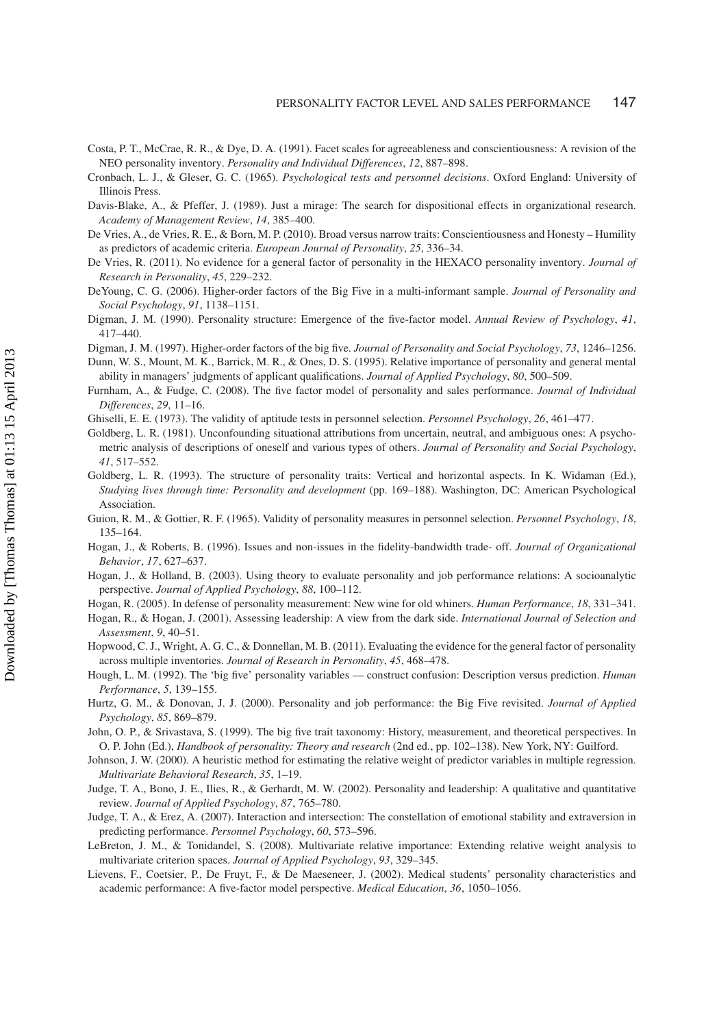Costa, P. T., McCrae, R. R., & Dye, D. A. (1991). Facet scales for agreeableness and conscientiousness: A revision of the NEO personality inventory. *Personality and Individual Differences*, *12*, 887–898.

Cronbach, L. J., & Gleser, G. C. (1965). *Psychological tests and personnel decisions*. Oxford England: University of Illinois Press.

Davis-Blake, A., & Pfeffer, J. (1989). Just a mirage: The search for dispositional effects in organizational research. *Academy of Management Review*, *14*, 385–400.

De Vries, A., de Vries, R. E., & Born, M. P. (2010). Broad versus narrow traits: Conscientiousness and Honesty – Humility as predictors of academic criteria. *European Journal of Personality*, *25*, 336–34.

De Vries, R. (2011). No evidence for a general factor of personality in the HEXACO personality inventory. *Journal of Research in Personality*, *45*, 229–232.

DeYoung, C. G. (2006). Higher-order factors of the Big Five in a multi-informant sample. *Journal of Personality and Social Psychology*, *91*, 1138–1151.

Digman, J. M. (1990). Personality structure: Emergence of the five-factor model. *Annual Review of Psychology*, *41*, 417–440.

Digman, J. M. (1997). Higher-order factors of the big five. *Journal of Personality and Social Psychology*, *73*, 1246–1256.

Dunn, W. S., Mount, M. K., Barrick, M. R., & Ones, D. S. (1995). Relative importance of personality and general mental ability in managers' judgments of applicant qualifications. *Journal of Applied Psychology*, *80*, 500–509.

Furnham, A., & Fudge, C. (2008). The five factor model of personality and sales performance. *Journal of Individual Differences*, *29*, 11–16.

Ghiselli, E. E. (1973). The validity of aptitude tests in personnel selection. *Personnel Psychology*, *26*, 461–477.

Goldberg, L. R. (1981). Unconfounding situational attributions from uncertain, neutral, and ambiguous ones: A psychometric analysis of descriptions of oneself and various types of others. *Journal of Personality and Social Psychology*, *41*, 517–552.

Goldberg, L. R. (1993). The structure of personality traits: Vertical and horizontal aspects. In K. Widaman (Ed.), *Studying lives through time: Personality and development* (pp. 169–188). Washington, DC: American Psychological Association.

Guion, R. M., & Gottier, R. F. (1965). Validity of personality measures in personnel selection. *Personnel Psychology*, *18*, 135–164.

Hogan, J., & Roberts, B. (1996). Issues and non-issues in the fidelity-bandwidth trade- off. *Journal of Organizational Behavior*, *17*, 627–637.

Hogan, J., & Holland, B. (2003). Using theory to evaluate personality and job performance relations: A socioanalytic perspective. *Journal of Applied Psychology*, *88*, 100–112.

Hogan, R. (2005). In defense of personality measurement: New wine for old whiners. *Human Performance*, *18*, 331–341.

Hogan, R., & Hogan, J. (2001). Assessing leadership: A view from the dark side. *International Journal of Selection and Assessment*, *9*, 40–51.

Hopwood, C. J., Wright, A. G. C., & Donnellan, M. B. (2011). Evaluating the evidence for the general factor of personality across multiple inventories. *Journal of Research in Personality*, *45*, 468–478.

Hough, L. M. (1992). The 'big five' personality variables — construct confusion: Description versus prediction. *Human Performance*, *5*, 139–155.

Hurtz, G. M., & Donovan, J. J. (2000). Personality and job performance: the Big Five revisited. *Journal of Applied Psychology*, *85*, 869–879.

John, O. P., & Srivastava, S. (1999). The big five trait taxonomy: History, measurement, and theoretical perspectives. In O. P. John (Ed.), *Handbook of personality: Theory and research* (2nd ed., pp. 102–138). New York, NY: Guilford.

Johnson, J. W. (2000). A heuristic method for estimating the relative weight of predictor variables in multiple regression. *Multivariate Behavioral Research*, *35*, 1–19.

Judge, T. A., Bono, J. E., Ilies, R., & Gerhardt, M. W. (2002). Personality and leadership: A qualitative and quantitative review. *Journal of Applied Psychology*, *87*, 765–780.

Judge, T. A., & Erez, A. (2007). Interaction and intersection: The constellation of emotional stability and extraversion in predicting performance. *Personnel Psychology*, *60*, 573–596.

LeBreton, J. M., & Tonidandel, S. (2008). Multivariate relative importance: Extending relative weight analysis to multivariate criterion spaces. *Journal of Applied Psychology*, *93*, 329–345.

Lievens, F., Coetsier, P., De Fruyt, F., & De Maeseneer, J. (2002). Medical students' personality characteristics and academic performance: A five-factor model perspective. *Medical Education*, *36*, 1050–1056.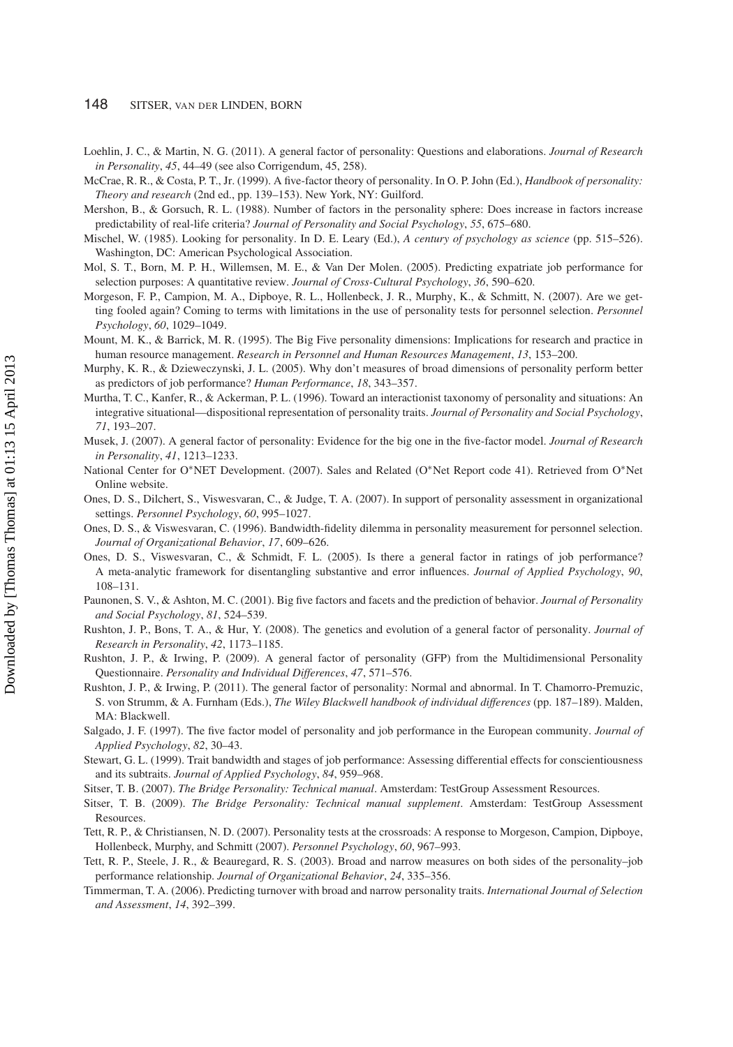Loehlin, J. C., & Martin, N. G. (2011). A general factor of personality: Questions and elaborations. *Journal of Research in Personality*, *45*, 44–49 (see also Corrigendum, 45, 258).

McCrae, R. R., & Costa, P. T., Jr. (1999). A five-factor theory of personality. In O. P. John (Ed.), *Handbook of personality: Theory and research* (2nd ed., pp. 139–153). New York, NY: Guilford.

Mershon, B., & Gorsuch, R. L. (1988). Number of factors in the personality sphere: Does increase in factors increase predictability of real-life criteria? *Journal of Personality and Social Psychology*, *55*, 675–680.

Mischel, W. (1985). Looking for personality. In D. E. Leary (Ed.), *A century of psychology as science* (pp. 515–526). Washington, DC: American Psychological Association.

Mol, S. T., Born, M. P. H., Willemsen, M. E., & Van Der Molen. (2005). Predicting expatriate job performance for selection purposes: A quantitative review. *Journal of Cross-Cultural Psychology*, *36*, 590–620.

Morgeson, F. P., Campion, M. A., Dipboye, R. L., Hollenbeck, J. R., Murphy, K., & Schmitt, N. (2007). Are we getting fooled again? Coming to terms with limitations in the use of personality tests for personnel selection. *Personnel Psychology*, *60*, 1029–1049.

Mount, M. K., & Barrick, M. R. (1995). The Big Five personality dimensions: Implications for research and practice in human resource management. *Research in Personnel and Human Resources Management*, *13*, 153–200.

Murphy, K. R., & Dzieweczynski, J. L. (2005). Why don't measures of broad dimensions of personality perform better as predictors of job performance? *Human Performance*, *18*, 343–357.

Murtha, T. C., Kanfer, R., & Ackerman, P. L. (1996). Toward an interactionist taxonomy of personality and situations: An integrative situational—dispositional representation of personality traits. *Journal of Personality and Social Psychology*, *71*, 193–207.

Musek, J. (2007). A general factor of personality: Evidence for the big one in the five-factor model. *Journal of Research in Personality*, *41*, 1213–1233.

National Center for O*NET Development. (2007). Sales and Related (O*Net Report code 41). Retrieved from O*Net Online website.

Ones, D. S., Dilchert, S., Viswesvaran, C., & Judge, T. A. (2007). In support of personality assessment in organizational settings. *Personnel Psychology*, *60*, 995–1027.

Ones, D. S., & Viswesvaran, C. (1996). Bandwidth-fidelity dilemma in personality measurement for personnel selection. *Journal of Organizational Behavior*, *17*, 609–626.

Ones, D. S., Viswesvaran, C., & Schmidt, F. L. (2005). Is there a general factor in ratings of job performance? A meta-analytic framework for disentangling substantive and error influences. *Journal of Applied Psychology*, *90*, 108–131.

Paunonen, S. V., & Ashton, M. C. (2001). Big five factors and facets and the prediction of behavior. *Journal of Personality and Social Psychology*, *81*, 524–539.

Rushton, J. P., Bons, T. A., & Hur, Y. (2008). The genetics and evolution of a general factor of personality. *Journal of Research in Personality*, *42*, 1173–1185.

Rushton, J. P., & Irwing, P. (2009). A general factor of personality (GFP) from the Multidimensional Personality Questionnaire. *Personality and Individual Differences*, *47*, 571–576.

Rushton, J. P., & Irwing, P. (2011). The general factor of personality: Normal and abnormal. In T. Chamorro-Premuzic, S. von Strumm, & A. Furnham (Eds.), *The Wiley Blackwell handbook of individual differences* (pp. 187–189). Malden, MA: Blackwell.

Salgado, J. F. (1997). The five factor model of personality and job performance in the European community. *Journal of Applied Psychology*, *82*, 30–43.

Stewart, G. L. (1999). Trait bandwidth and stages of job performance: Assessing differential effects for conscientiousness and its subtraits. *Journal of Applied Psychology*, *84*, 959–968.

Sitser, T. B. (2007). *The Bridge Personality: Technical manual*. Amsterdam: TestGroup Assessment Resources.

Sitser, T. B. (2009). *The Bridge Personality: Technical manual supplement*. Amsterdam: TestGroup Assessment Resources.

Tett, R. P., & Christiansen, N. D. (2007). Personality tests at the crossroads: A response to Morgeson, Campion, Dipboye, Hollenbeck, Murphy, and Schmitt (2007). *Personnel Psychology*, *60*, 967–993.

Tett, R. P., Steele, J. R., & Beauregard, R. S. (2003). Broad and narrow measures on both sides of the personality–job performance relationship. *Journal of Organizational Behavior*, *24*, 335–356.

Timmerman, T. A. (2006). Predicting turnover with broad and narrow personality traits. *International Journal of Selection and Assessment*, *14*, 392–399.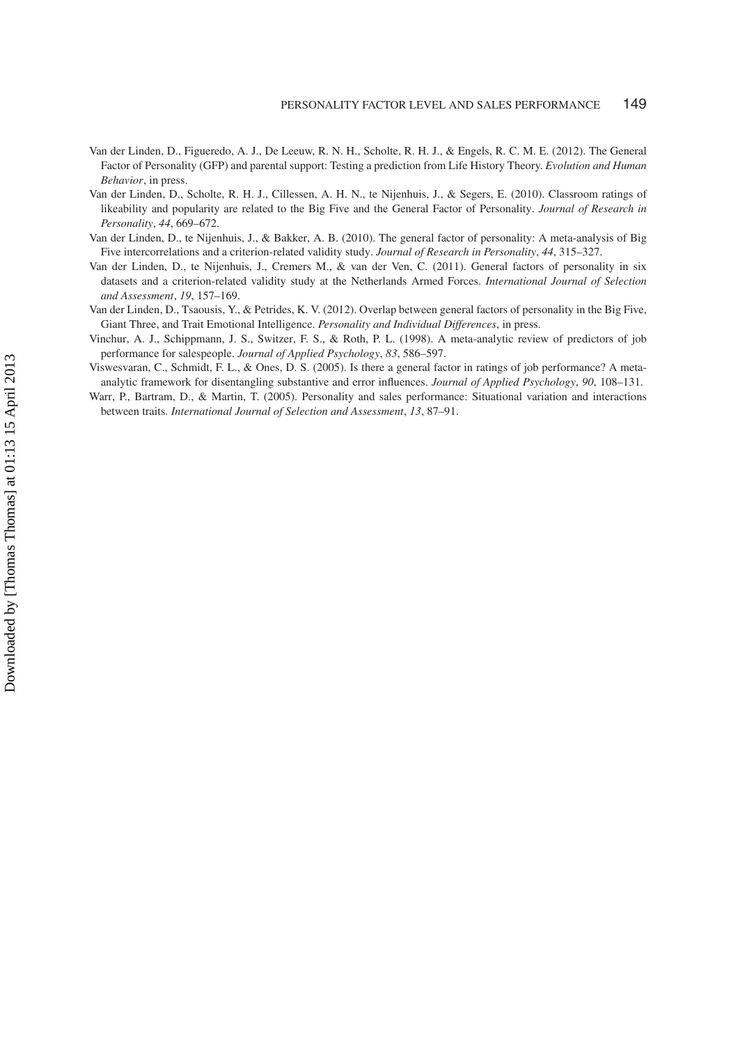Van der Linden, D., Figueredo, A. J., De Leeuw, R. N. H., Scholte, R. H. J., & Engels, R. C. M. E. (2012). The General Factor of Personality (GFP) and parental support: Testing a prediction from Life History Theory. *Evolution and Human Behavior*, in press.

Van der Linden, D., Scholte, R. H. J., Cillessen, A. H. N., te Nijenhuis, J., & Segers, E. (2010). Classroom ratings of likeability and popularity are related to the Big Five and the General Factor of Personality. *Journal of Research in Personality*, *44*, 669–672.

Van der Linden, D., te Nijenhuis, J., & Bakker, A. B. (2010). The general factor of personality: A meta-analysis of Big Five intercorrelations and a criterion-related validity study. *Journal of Research in Personality*, *44*, 315–327.

Van der Linden, D., te Nijenhuis, J., Cremers M., & van der Ven, C. (2011). General factors of personality in six datasets and a criterion-related validity study at the Netherlands Armed Forces. *International Journal of Selection and Assessment*, *19*, 157–169.

Van der Linden, D., Tsaousis, Y., & Petrides, K. V. (2012). Overlap between general factors of personality in the Big Five, Giant Three, and Trait Emotional Intelligence. *Personality and Individual Differences*, in press.

Vinchur, A. J., Schippmann, J. S., Switzer, F. S., & Roth, P. L. (1998). A meta-analytic review of predictors of job performance for salespeople. *Journal of Applied Psychology*, *83*, 586–597.

Viswesvaran, C., Schmidt, F. L., & Ones, D. S. (2005). Is there a general factor in ratings of job performance? A meta-analytic framework for disentangling substantive and error influences. *Journal of Applied Psychology*, *90*, 108–131.

Warr, P., Bartram, D., & Martin, T. (2005). Personality and sales performance: Situational variation and interactions between traits. *International Journal of Selection and Assessment*, *13*, 87–91.